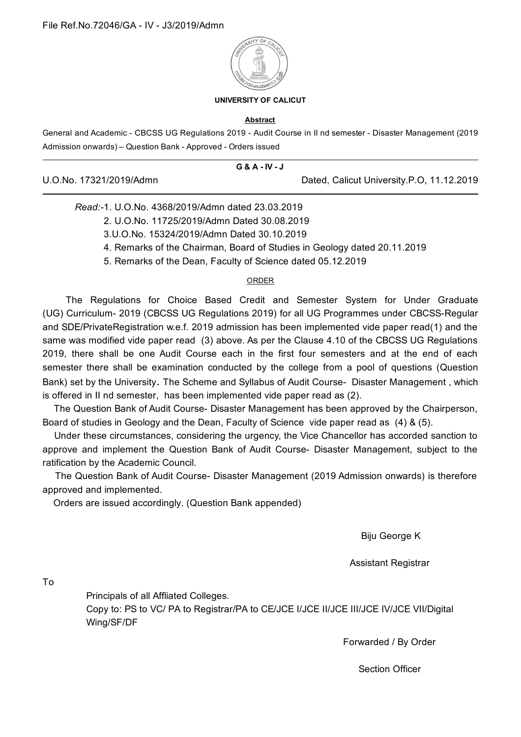File Ref.No.72046/GA - IV - J3/2019/Admn

**UNIVERSITY OF CALICUT**

**Abstract**

General and Academic - CBCSS UG Regulations 2019 - Audit Course in II nd semester - Disaster Management (2019 Admission onwards) – Question Bank - Approved - Orders issued

**G & A - IV - J**

U.O.No. 17321/2019/Admn Dated, Calicut University.P.O, 11.12.2019

*Read:*-1. U.O.No. 4368/2019/Admn dated 23.03.2019
2. U.O.No. 11725/2019/Admn Dated 30.08.2019
3.U.O.No. 15324/2019/Admn Dated 30.10.2019
4. Remarks of the Chairman, Board of Studies in Geology dated 20.11.2019
5. Remarks of the Dean, Faculty of Science dated 05.12.2019

ORDER

The Regulations for Choice Based Credit and Semester System for Under Graduate (UG) Curriculum- 2019 (CBCSS UG Regulations 2019) for all UG Programmes under CBCSS-Regular and SDE/PrivateRegistration w.e.f. 2019 admission has been implemented vide paper read(1) and the same was modified vide paper read (3) above. As per the Clause 4.10 of the CBCSS UG Regulations 2019, there shall be one Audit Course each in the first four semesters and at the end of each semester there shall be examination conducted by the college from a pool of questions (Question Bank) set by the University. The Scheme and Syllabus of Audit Course- Disaster Management , which is offered in II nd semester, has been implemented vide paper read as (2).

The Question Bank of Audit Course- Disaster Management has been approved by the Chairperson, Board of studies in Geology and the Dean, Faculty of Science vide paper read as (4) & (5).

Under these circumstances, considering the urgency, the Vice Chancellor has accorded sanction to approve and implement the Question Bank of Audit Course- Disaster Management, subject to the ratification by the Academic Council.

The Question Bank of Audit Course- Disaster Management (2019 Admission onwards) is therefore approved and implemented.

Orders are issued accordingly. (Question Bank appended)

Biju George K

Assistant Registrar

To

Principals of all Affliated Colleges.
Copy to: PS to VC/ PA to Registrar/PA to CE/JCE I/JCE II/JCE III/JCE IV/JCE VII/Digital Wing/SF/DF

Forwarded / By Order

Section Officer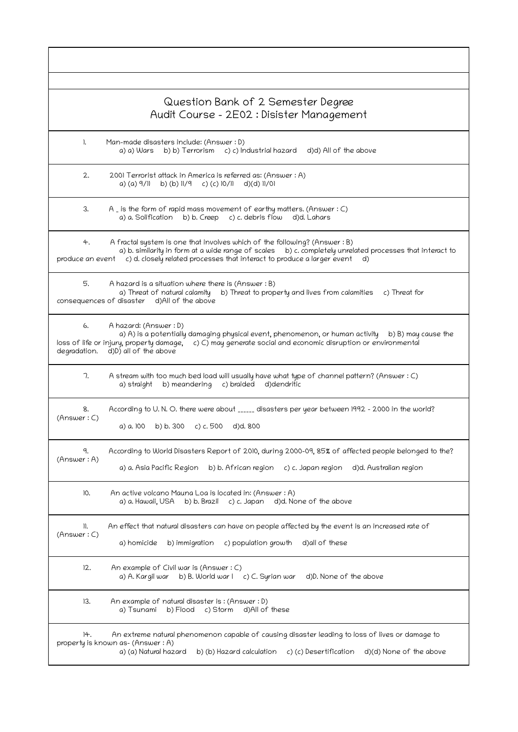# Question Bank of 2 Semester Degree
## Audit Course - 2E02 : Disister Management

1. Man-made disasters include: (Answer : D)
   a) a) Wars  b) b) Terrorism  c) c) Industrial hazard  d)d) All of the above

2. 2001 Terrorist attack in America is referred as: (Answer : A)
   a) (a) 9/11  b) (b) 11/9  c) (c) 10/11  d)(d) 11/01

3. A _ is the form of rapid mass movement of earthy matters. (Answer : C)
   a) a. Solification  b) b. Creep  c) c. debris flow  d)d. Lahars

4. A fractal system is one that involves which of the following? (Answer : B)
   a) b. similarity in form at a wide range of scales  b) c. completely unrelated processes that interact to produce an event  c) d. closely related processes that interact to produce a larger event  d)

5. A hazard is a situation where there is (Answer : B)
   a) Threat of natural calamity  b) Threat to property and lives from calamities  c) Threat for consequences of disaster  d)All of the above

6. A hazard: (Answer : D)
   a) A) is a potentially damaging physical event, phenomenon, or human activity  b) B) may cause the loss of life or injury, property damage,  c) C) may generate social and economic disruption or environmental degradation.  d)D) all of the above

7. A stream with too much bed load will usually have what type of channel pattern? (Answer : C)
   a) straight  b) meandering  c) braided  d)dendritic

8. According to U. N. O. there were about ______ disasters per year between 1992 - 2000 in the world? (Answer : C)
   a) a. 100  b) b. 300  c) c. 500  d)d. 800

9. According to World Disasters Report of 2010, during 2000-09, 85% of affected people belonged to the? (Answer : A)
   a) a. Asia Pacific Region  b) b. African region  c) c. Japan region  d)d. Australian region

10. An active volcano Mauna Loa is located in: (Answer : A)
    a) a. Hawaii, USA  b) b. Brazil  c) c. Japan  d)d. None of the above

11. An effect that natural disasters can have on people affected by the event is an increased rate of (Answer : C)
    a) homicide  b) immigration  c) population growth  d)all of these

12. An example of Civil war is (Answer : C)
    a) A. Kargil war  b) B. World war I  c) C. Syrian war  d)D. None of the above

13. An example of natural disaster is : (Answer : D)
    a) Tsunami  b) Flood  c) Storm  d)All of these

14. An extreme natural phenomenon capable of causing disaster leading to loss of lives or damage to property is known as- (Answer : A)
    a) (a) Natural hazard  b) (b) Hazard calculation  c) (c) Desertification  d)(d) None of the above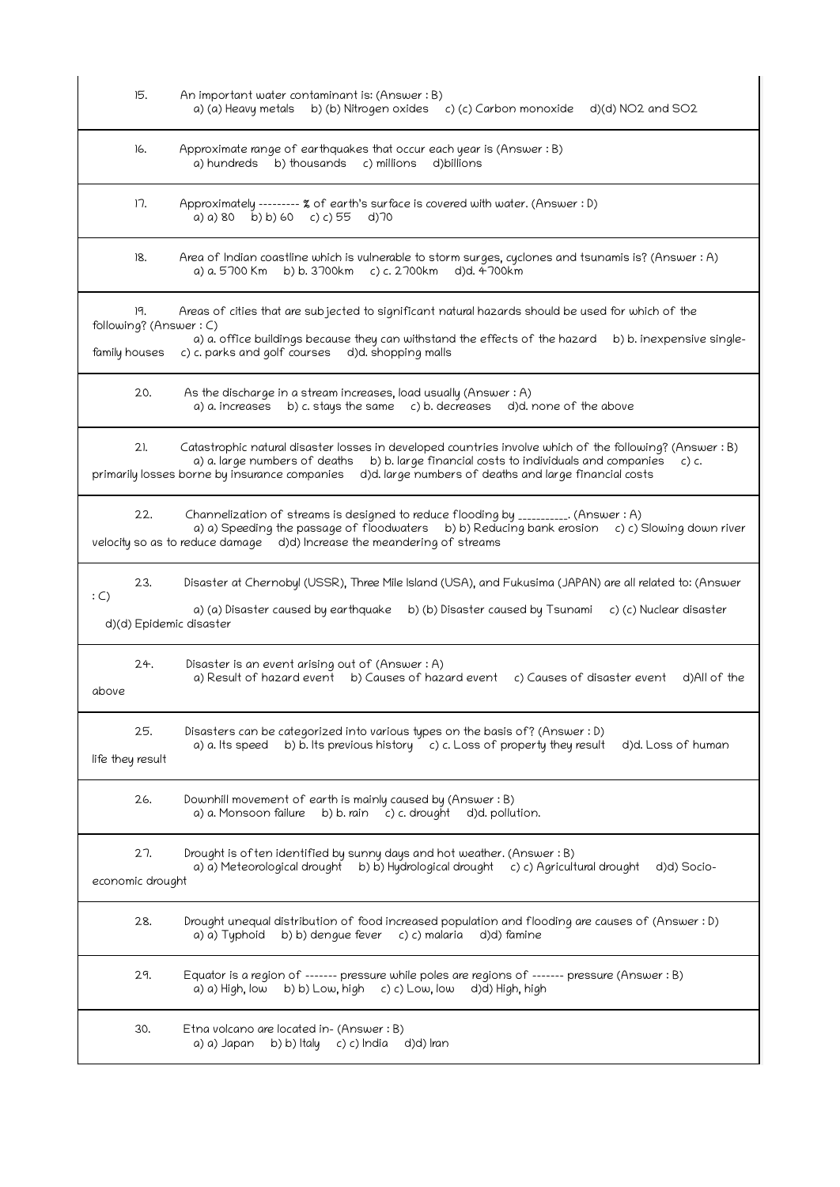15. An important water contaminant is: (Answer : B)
a) (a) Heavy metals b) (b) Nitrogen oxides c) (c) Carbon monoxide d)(d) NO2 and SO2

16. Approximate range of earthquakes that occur each year is (Answer : B)
a) hundreds b) thousands c) millions d)billions

17. Approximately --------- % of earth's surface is covered with water. (Answer : D)
a) a) 80 b) b) 60 c) c) 55 d)70

18. Area of Indian coastline which is vulnerable to storm surges, cyclones and tsunamis is? (Answer : A)
a) a. 5700 Km b) b. 3700km c) c. 2700km d)d. 4700km

19. Areas of cities that are subjected to significant natural hazards should be used for which of the following? (Answer : C)
a) a. office buildings because they can withstand the effects of the hazard b) b. inexpensive single-family houses c) c. parks and golf courses d)d. shopping malls

20. As the discharge in a stream increases, load usually (Answer : A)
a) a. increases b) c. stays the same c) b. decreases d)d. none of the above

21. Catastrophic natural disaster losses in developed countries involve which of the following? (Answer : B)
a) a. large numbers of deaths b) b. large financial costs to individuals and companies c) c. primarily losses borne by insurance companies d)d. large numbers of deaths and large financial costs

22. Channelization of streams is designed to reduce flooding by __________. (Answer : A)
a) a) Speeding the passage of floodwaters b) b) Reducing bank erosion c) c) Slowing down river velocity so as to reduce damage d)d) Increase the meandering of streams

23. Disaster at Chernobyl (USSR), Three Mile Island (USA), and Fukusima (JAPAN) are all related to: (Answer : C)
a) (a) Disaster caused by earthquake b) (b) Disaster caused by Tsunami c) (c) Nuclear disaster d)(d) Epidemic disaster

24. Disaster is an event arising out of (Answer : A)
a) Result of hazard event b) Causes of hazard event c) Causes of disaster event d)All of the above

25. Disasters can be categorized into various types on the basis of? (Answer : D)
a) a. Its speed b) b. Its previous history c) c. Loss of property they result d)d. Loss of human life they result

26. Downhill movement of earth is mainly caused by (Answer : B)
a) a. Monsoon failure b) b. rain c) c. drought d)d. pollution.

27. Drought is often identified by sunny days and hot weather. (Answer : B)
a) a) Meteorological drought b) b) Hydrological drought c) c) Agricultural drought d)d) Socio-economic drought

28. Drought unequal distribution of food increased population and flooding are causes of (Answer : D)
a) a) Typhoid b) b) dengue fever c) c) malaria d)d) famine

29. Equator is a region of ------- pressure while poles are regions of ------- pressure (Answer : B)
a) a) High, low b) b) Low, high c) c) Low, low d)d) High, high

30. Etna volcano are located in- (Answer : B)
a) a) Japan b) b) Italy c) c) India d)d) Iran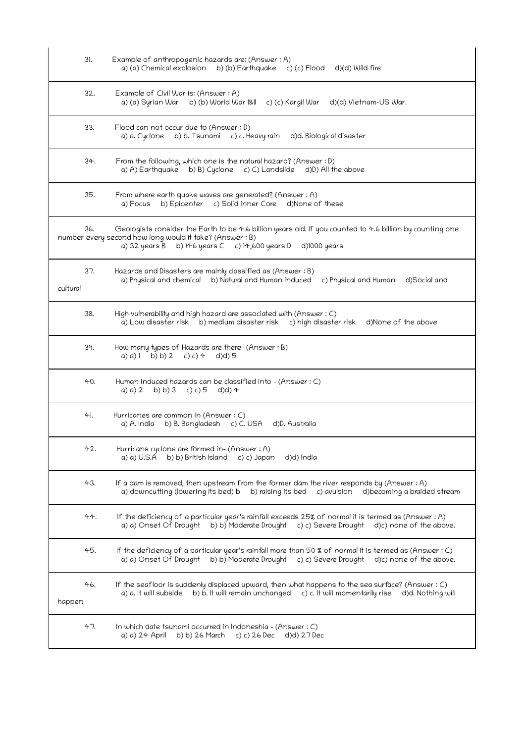31. Example of anthropogenic hazards are: (Answer : A)
a) (a) Chemical explosion b) (b) Earthquake c) (c) Flood d)(d) Wild fire

32. Example of Civil War is: (Answer : A)
a) (a) Syrian War b) (b) World War I&II c) (c) Kargil War d)(d) Vietnam-US War.

33. Flood can not occur due to (Answer : D)
a) a. Cyclone b) b. Tsunami c) c. Heavy rain d)d. Biological disaster

34. From the following, which one is the natural hazard? (Answer : D)
a) A) Earthquake b) B) Cyclone c) C) Landslide d)D) All the above

35. From where earth quake waves are generated? (Answer : A)
a) Focus b) Epicenter c) Solid inner Core d)None of these

36. Geologists consider the Earth to be 4.6 billion years old. If you counted to 4.6 billion by counting one number every second how long would it take? (Answer : B)
a) 32 years B b) 146 years C c) 14,600 years D d)1000 years

37. Hazards and Disasters are mainly classified as (Answer : B)
a) Physical and chemical b) Natural and Human induced c) Physical and Human d)Social and cultural

38. High vulnerability and high hazard are associated with (Answer : C)
a) Low disaster risk b) medium disaster risk c) high disaster risk d)None of the above

39. How many types of Hazards are there- (Answer : B)
a) a) 1 b) b) 2 c) c) 4 d)d) 5

40. Human induced hazards can be classified into - (Answer : C)
a) a) 2 b) b) 3 c) c) 5 d)d) 4

41. Hurricanes are common in (Answer : C)
a) A. India b) B. Bangladesh c) C. USA d)D. Australia

42. Hurricans cyclone are formed in- (Answer : A)
a) a) U.S.A b) b) British Island c) c) Japan d)d) India

43. If a dam is removed, then upstream from the former dam the river responds by (Answer : A)
a) downcutting (lowering its bed) b b) raising its bed c) avulsion d)becoming a braided stream

44. If the deficiency of a particular year's rainfall exceeds 25% of normal it is termed as (Answer : A)
a) a) Onset Of Drought b) b) Moderate Drought c) c) Severe Drought d)c) none of the above.

45. If the deficiency of a particular year's rainfall more than 50 % of normal it is termed as (Answer : C)
a) a) Onset Of Drought b) b) Moderate Drought c) c) Severe Drought d)c) none of the above.

46. If the seafloor is suddenly displaced upward, then what happens to the sea surface? (Answer : C)
a) a. It will subside b) b. It will remain unchanged c) c. It will momentarily rise d)d. Nothing will happen

47. In which date tsunami occurred in Indoneshia - (Answer : C)
a) a) 24 April b) b) 26 March c) c) 26 Dec d)d) 27 Dec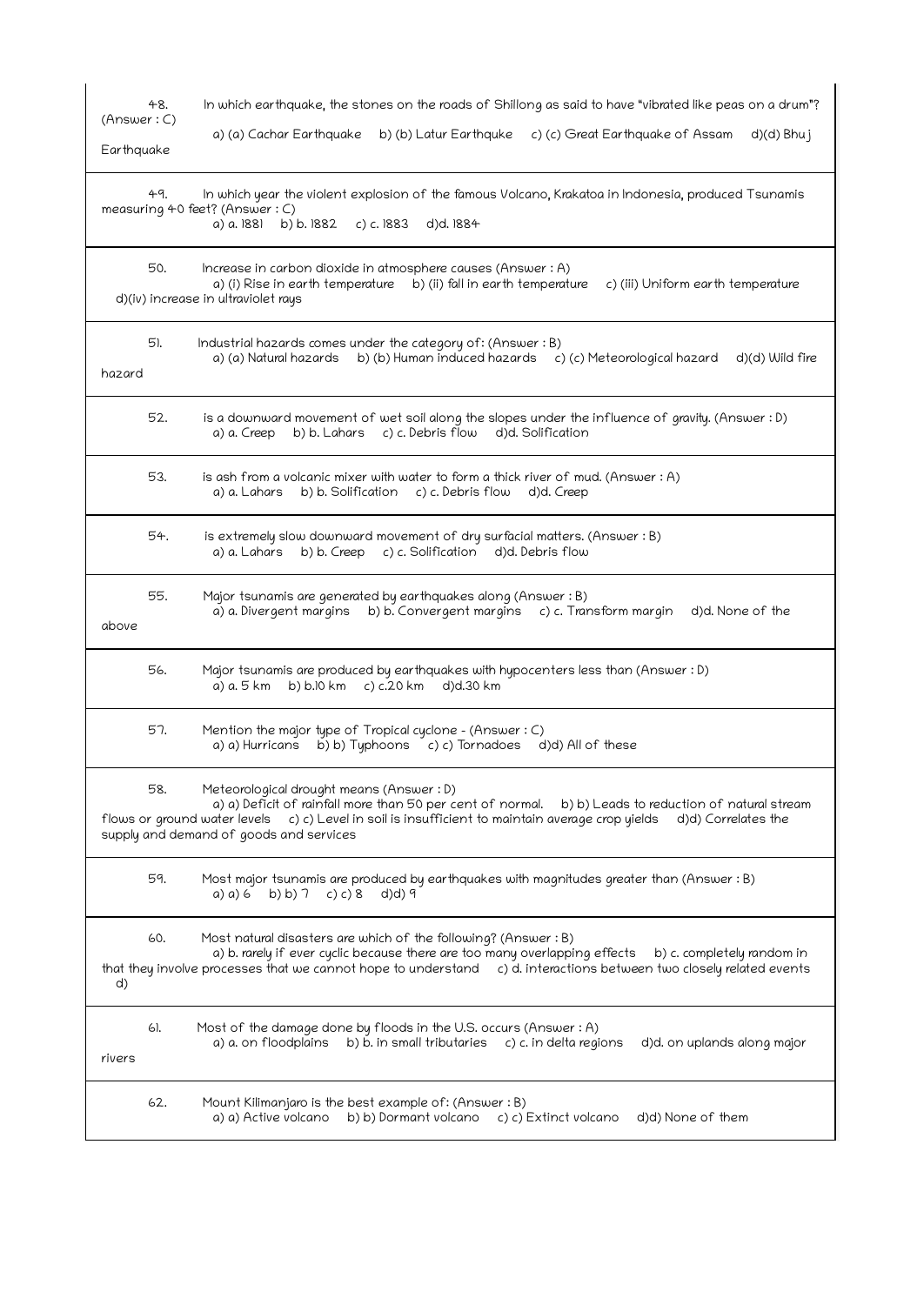48. In which earthquake, the stones on the roads of Shillong as said to have "vibrated like peas on a drum"? (Answer : C)

a) (a) Cachar Earthquake b) (b) Latur Earthquke c) (c) Great Earthquake of Assam d)(d) Bhuj Earthquake

---

49. In which year the violent explosion of the famous Volcano, Krakatoa in Indonesia, produced Tsunamis measuring 40 feet? (Answer : C)

a) a. 1881 b) b. 1882 c) c. 1883 d)d. 1884

---

50. Increase in carbon dioxide in atmosphere causes (Answer : A)

a) (i) Rise in earth temperature b) (ii) fall in earth temperature c) (iii) Uniform earth temperature d)(iv) increase in ultraviolet rays

---

51. Industrial hazards comes under the category of: (Answer : B)

a) (a) Natural hazards b) (b) Human induced hazards c) (c) Meteorological hazard d)(d) Wild fire hazard

---

52. is a downward movement of wet soil along the slopes under the influence of gravity. (Answer : D)

a) a. Creep b) b. Lahars c) c. Debris flow d)d. Solification

---

53. is ash from a volcanic mixer with water to form a thick river of mud. (Answer : A)

a) a. Lahars b) b. Solification c) c. Debris flow d)d. Creep

---

54. is extremely slow downward movement of dry surfacial matters. (Answer : B)

a) a. Lahars b) b. Creep c) c. Solification d)d. Debris flow

---

55. Major tsunamis are generated by earthquakes along (Answer : B)

a) a. Divergent margins b) b. Convergent margins c) c. Transform margin d)d. None of the above

---

56. Major tsunamis are produced by earthquakes with hypocenters less than (Answer : D)

a) a. 5 km b) b.10 km c) c.20 km d)d.30 km

---

57. Mention the major type of Tropical cyclone - (Answer : C)

a) a) Hurricans b) b) Typhoons c) c) Tornadoes d)d) All of these

---

58. Meteorological drought means (Answer : D)

a) a) Deficit of rainfall more than 50 per cent of normal. b) b) Leads to reduction of natural stream flows or ground water levels c) c) Level in soil is insufficient to maintain average crop yields d)d) Correlates the supply and demand of goods and services

---

59. Most major tsunamis are produced by earthquakes with magnitudes greater than (Answer : B)

a) a) 6 b) b) 7 c) c) 8 d)d) 9

---

60. Most natural disasters are which of the following? (Answer : B)

a) b. rarely if ever cyclic because there are too many overlapping effects b) c. completely random in that they involve processes that we cannot hope to understand c) d. interactions between two closely related events d)

---

61. Most of the damage done by floods in the U.S. occurs (Answer : A)

a) a. on floodplains b) b. in small tributaries c) c. in delta regions d)d. on uplands along major rivers

---

62. Mount Kilimanjaro is the best example of: (Answer : B)

a) a) Active volcano b) b) Dormant volcano c) c) Extinct volcano d)d) None of them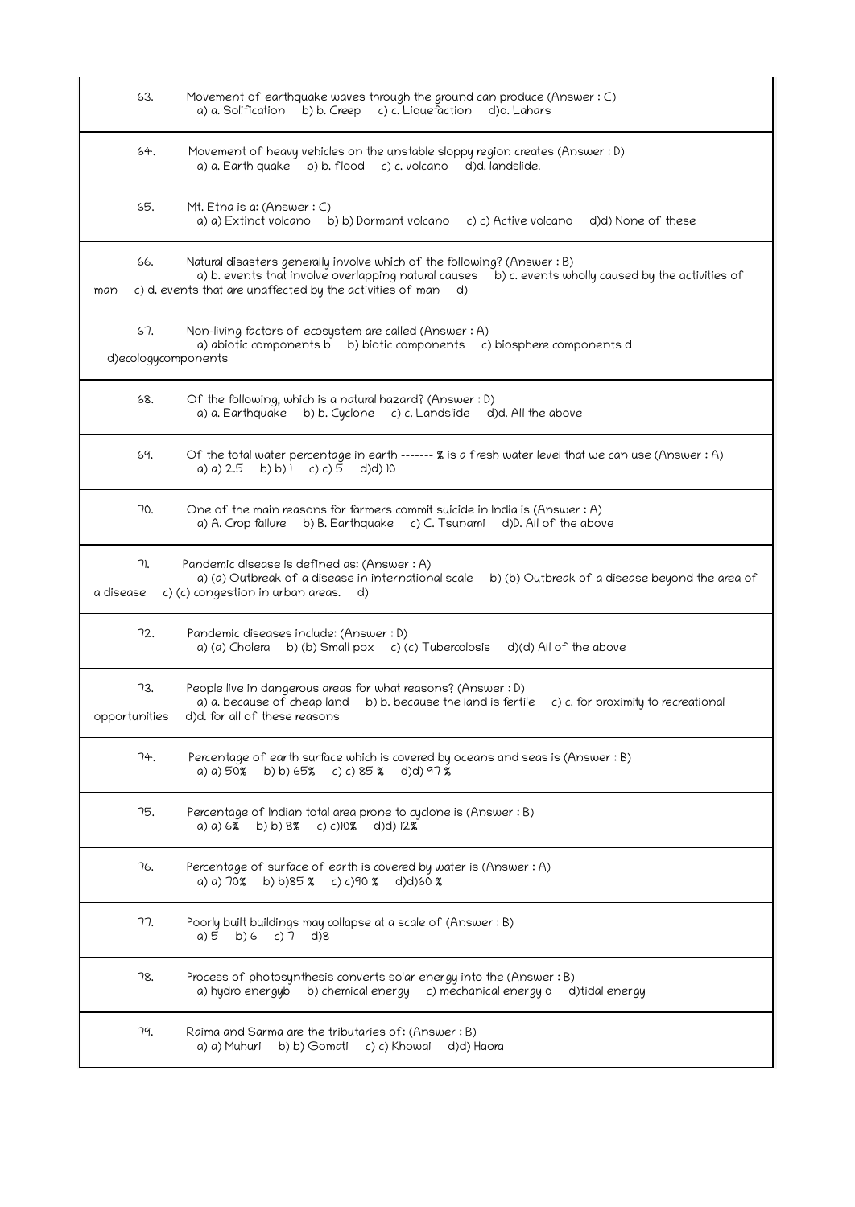63. Movement of earthquake waves through the ground can produce (Answer : C)
a) a. Solification b) b. Creep c) c. Liquefaction d)d. Lahars

64. Movement of heavy vehicles on the unstable sloppy region creates (Answer : D)
a) a. Earth quake b) b. flood c) c. volcano d)d. landslide.

65. Mt. Etna is a: (Answer : C)
a) a) Extinct volcano b) b) Dormant volcano c) c) Active volcano d)d) None of these

66. Natural disasters generally involve which of the following? (Answer : B)
a) b. events that involve overlapping natural causes b) c. events wholly caused by the activities of man c) d. events that are unaffected by the activities of man d)

67. Non-living factors of ecosystem are called (Answer : A)
a) abiotic components b b) biotic components c) biosphere components d d)ecologycomponents

68. Of the following, which is a natural hazard? (Answer : D)
a) a. Earthquake b) b. Cyclone c) c. Landslide d)d. All the above

69. Of the total water percentage in earth ------- % is a fresh water level that we can use (Answer : A)
a) a) 2.5 b) b) 1 c) c) 5 d)d) 10

70. One of the main reasons for farmers commit suicide in India is (Answer : A)
a) A. Crop failure b) B. Earthquake c) C. Tsunami d)D. All of the above

71. Pandemic disease is defined as: (Answer : A)
a) (a) Outbreak of a disease in international scale b) (b) Outbreak of a disease beyond the area of a disease c) (c) congestion in urban areas. d)

72. Pandemic diseases include: (Answer : D)
a) (a) Cholera b) (b) Small pox c) (c) Tubercolosis d)(d) All of the above

73. People live in dangerous areas for what reasons? (Answer : D)
a) a. because of cheap land b) b. because the land is fertile c) c. for proximity to recreational opportunities d)d. for all of these reasons

74. Percentage of earth surface which is covered by oceans and seas is (Answer : B)
a) a) 50% b) b) 65% c) c) 85 % d)d) 97 %

75. Percentage of Indian total area prone to cyclone is (Answer : B)
a) a) 6% b) b) 8% c) c)10% d)d) 12%

76. Percentage of surface of earth is covered by water is (Answer : A)
a) a) 70% b) b)85 % c) c)90 % d)d)60 %

77. Poorly built buildings may collapse at a scale of (Answer : B)
a) 5 b) 6 c) 7 d)8

78. Process of photosynthesis converts solar energy into the (Answer : B)
a) hydro energyb b) chemical energy c) mechanical energy d d)tidal energy

79. Raima and Sarma are the tributaries of: (Answer : B)
a) a) Muhuri b) b) Gomati c) c) Khowai d)d) Haora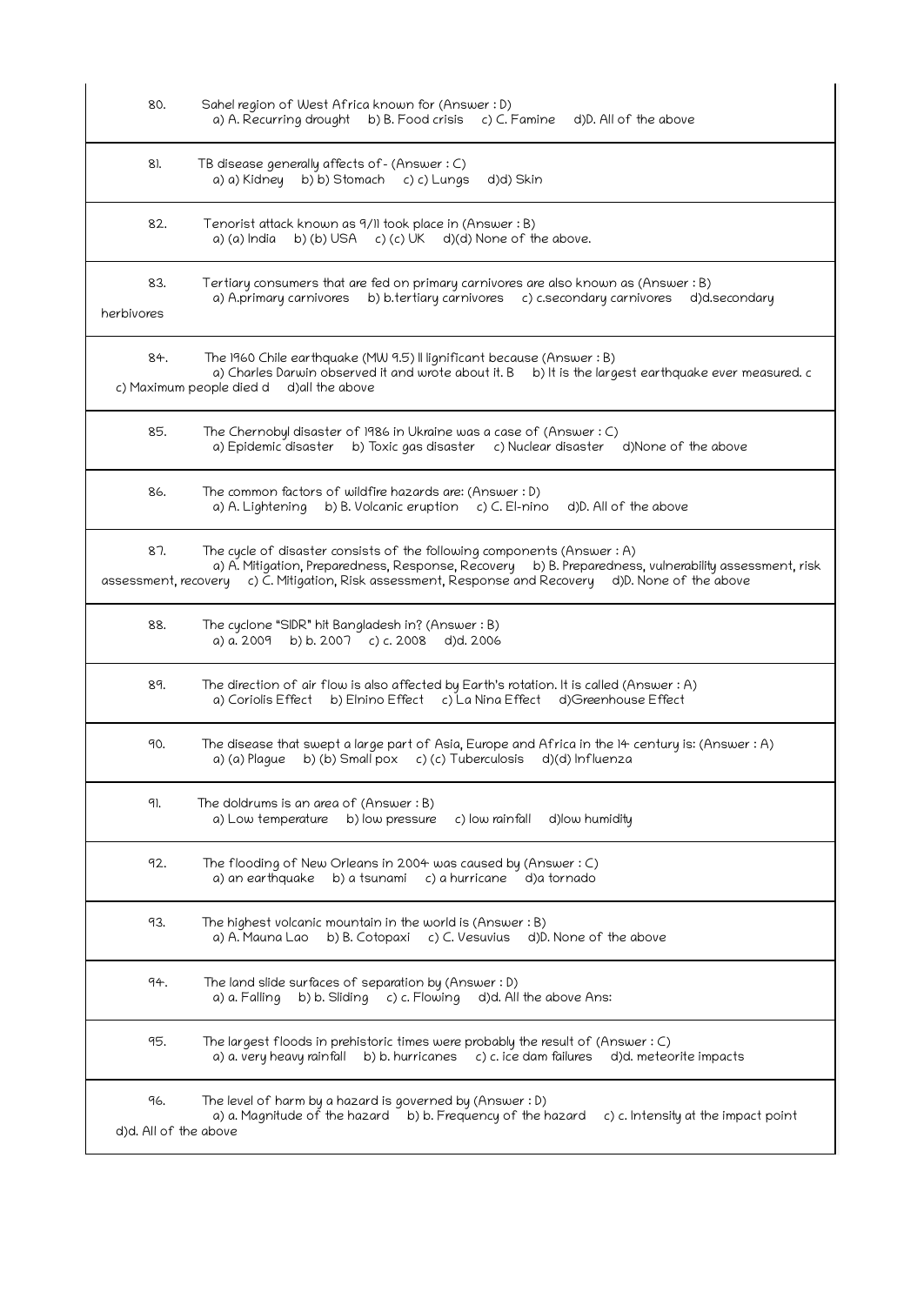80. Sahel region of West Africa known for (Answer : D)
a) A. Recurring drought b) B. Food crisis c) C. Famine d)D. All of the above

81. TB disease generally affects of- (Answer : C)
a) a) Kidney b) b) Stomach c) c) Lungs d)d) Skin

82. Tenorist attack known as 9/11 took place in (Answer : B)
a) (a) India b) (b) USA c) (c) UK d)(d) None of the above.

83. Tertiary consumers that are fed on primary carnivores are also known as (Answer : B)
a) A.primary carnivores b) b.tertiary carnivores c) c.secondary carnivores d)d.secondary herbivores

84. The 1960 Chile earthquake (MW 9.5) ll lignificant because (Answer : B)
a) Charles Darwin observed it and wrote about it. B b) It is the largest earthquake ever measured. c c) Maximum people died d d)all the above

85. The Chernobyl disaster of 1986 in Ukraine was a case of (Answer : C)
a) Epidemic disaster b) Toxic gas disaster c) Nuclear disaster d)None of the above

86. The common factors of wildfire hazards are: (Answer : D)
a) A. Lightening b) B. Volcanic eruption c) C. El-nino d)D. All of the above

87. The cycle of disaster consists of the following components (Answer : A)
a) A. Mitigation, Preparedness, Response, Recovery b) B. Preparedness, vulnerability assessment, risk assessment, recovery c) C. Mitigation, Risk assessment, Response and Recovery d)D. None of the above

88. The cyclone "SIDR" hit Bangladesh in? (Answer : B)
a) a. 2009 b) b. 2007 c) c. 2008 d)d. 2006

89. The direction of air flow is also affected by Earth's rotation. It is called (Answer : A)
a) Coriolis Effect b) Elnino Effect c) La Nina Effect d)Greenhouse Effect

90. The disease that swept a large part of Asia, Europe and Africa in the 14 century is: (Answer : A)
a) (a) Plague b) (b) Small pox c) (c) Tuberculosis d)(d) Influenza

91. The doldrums is an area of (Answer : B)
a) Low temperature b) low pressure c) low rainfall d)low humidity

92. The flooding of New Orleans in 2004 was caused by (Answer : C)
a) an earthquake b) a tsunami c) a hurricane d)a tornado

93. The highest volcanic mountain in the world is (Answer : B)
a) A. Mauna Lao b) B. Cotopaxi c) C. Vesuvius d)D. None of the above

94. The land slide surfaces of separation by (Answer : D)
a) a. Falling b) b. Sliding c) c. Flowing d)d. All the above Ans:

95. The largest floods in prehistoric times were probably the result of (Answer : C)
a) a. very heavy rainfall b) b. hurricanes c) c. ice dam failures d)d. meteorite impacts

96. The level of harm by a hazard is governed by (Answer : D)
a) a. Magnitude of the hazard b) b. Frequency of the hazard c) c. Intensity at the impact point d)d. All of the above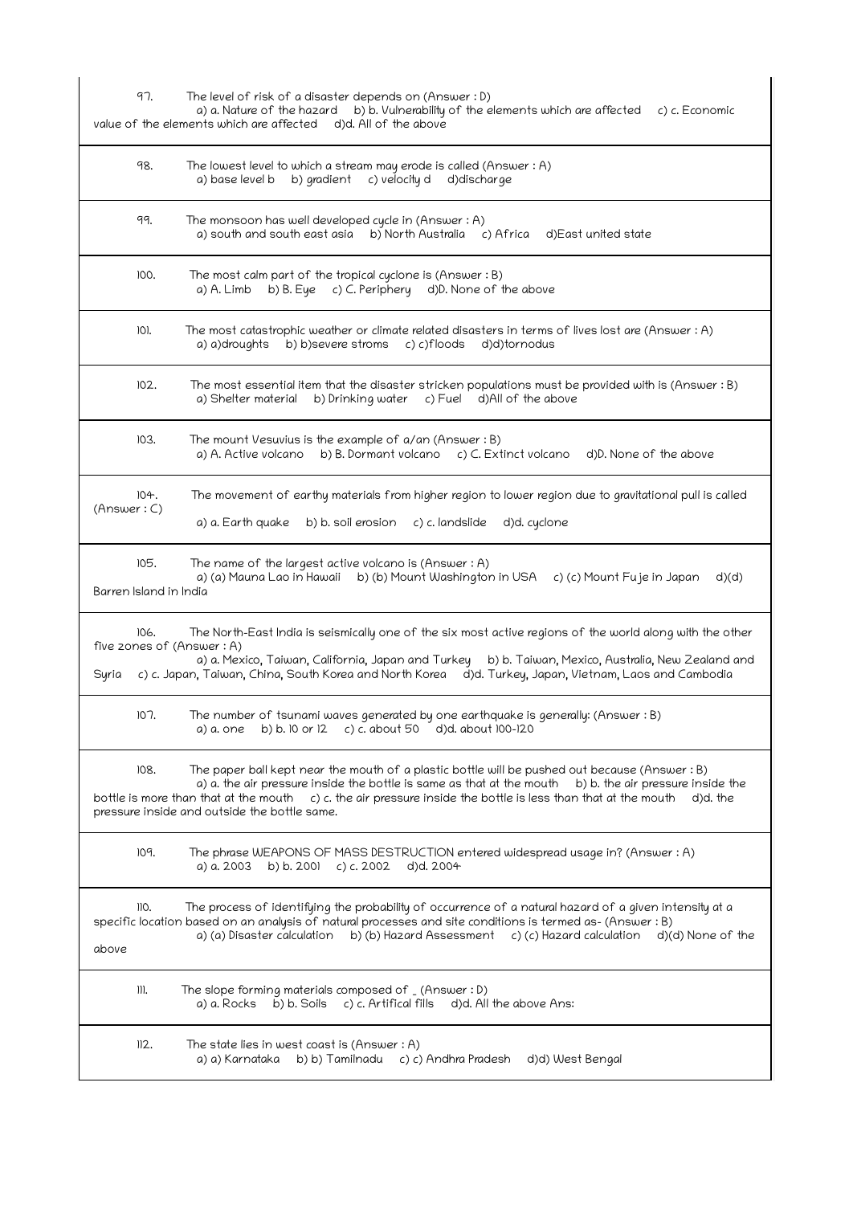97. The level of risk of a disaster depends on (Answer : D)
a) a. Nature of the hazard b) b. Vulnerability of the elements which are affected c) c. Economic value of the elements which are affected d)d. All of the above

98. The lowest level to which a stream may erode is called (Answer : A)
a) base level b b) gradient c) velocity d d)discharge

99. The monsoon has well developed cycle in (Answer : A)
a) south and south east asia b) North Australia c) Africa d)East united state

100. The most calm part of the tropical cyclone is (Answer : B)
a) A. Limb b) B. Eye c) C. Periphery d)D. None of the above

101. The most catastrophic weather or climate related disasters in terms of lives lost are (Answer : A)
a) a)droughts b) b)severe stroms c) c)floods d)d)tornodus

102. The most essential item that the disaster stricken populations must be provided with is (Answer : B)
a) Shelter material b) Drinking water c) Fuel d)All of the above

103. The mount Vesuvius is the example of a/an (Answer : B)
a) A. Active volcano b) B. Dormant volcano c) C. Extinct volcano d)D. None of the above

104. The movement of earthy materials from higher region to lower region due to gravitational pull is called (Answer : C)
a) a. Earth quake b) b. soil erosion c) c. landslide d)d. cyclone

105. The name of the largest active volcano is (Answer : A)
a) (a) Mauna Lao in Hawaii b) (b) Mount Washington in USA c) (c) Mount Fuje in Japan d)(d) Barren Island in India

106. The North-East India is seismically one of the six most active regions of the world along with the other five zones of (Answer : A)
a) a. Mexico, Taiwan, California, Japan and Turkey b) b. Taiwan, Mexico, Australia, New Zealand and Syria c) c. Japan, Taiwan, China, South Korea and North Korea d)d. Turkey, Japan, Vietnam, Laos and Cambodia

107. The number of tsunami waves generated by one earthquake is generally: (Answer : B)
a) a. one b) b. 10 or 12 c) c. about 50 d)d. about 100-120

108. The paper ball kept near the mouth of a plastic bottle will be pushed out because (Answer : B)
a) a. the air pressure inside the bottle is same as that at the mouth b) b. the air pressure inside the bottle is more than that at the mouth c) c. the air pressure inside the bottle is less than that at the mouth d)d. the pressure inside and outside the bottle same.

109. The phrase WEAPONS OF MASS DESTRUCTION entered widespread usage in? (Answer : A)
a) a. 2003 b) b. 2001 c) c. 2002 d)d. 2004

110. The process of identifying the probability of occurrence of a natural hazard of a given intensity at a specific location based on an analysis of natural processes and site conditions is termed as- (Answer : B)
a) (a) Disaster calculation b) (b) Hazard Assessment c) (c) Hazard calculation d)(d) None of the above

111. The slope forming materials composed of _ (Answer : D)
a) a. Rocks b) b. Soils c) c. Artifical fills d)d. All the above Ans:

112. The state lies in west coast is (Answer : A)
a) a) Karnataka b) b) Tamilnadu c) c) Andhra Pradesh d)d) West Bengal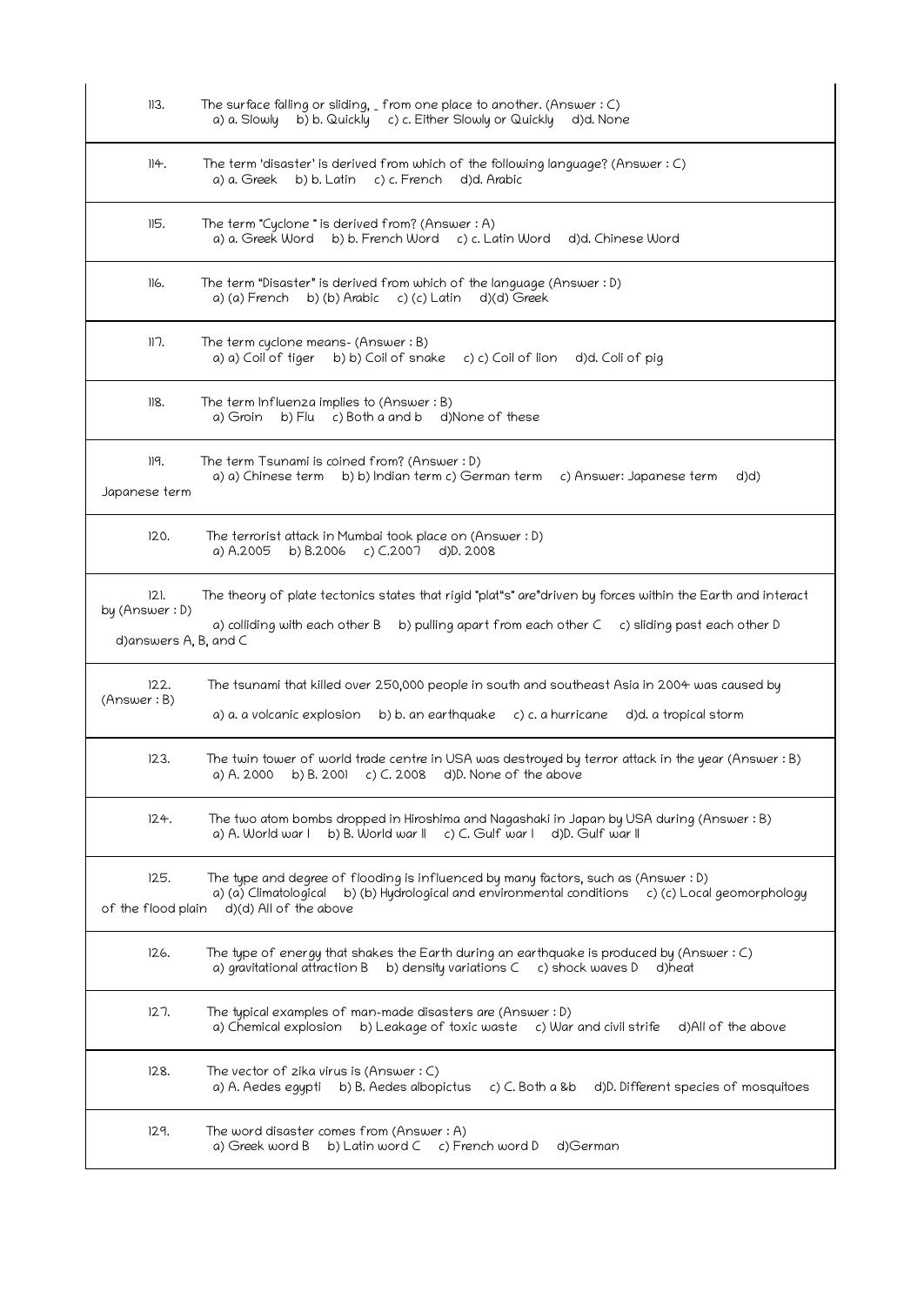113. The surface falling or sliding, _ from one place to another. (Answer : C)
a) a. Slowly b) b. Quickly c) c. Either Slowly or Quickly d)d. None

114. The term 'disaster' is derived from which of the following language? (Answer : C)
a) a. Greek b) b. Latin c) c. French d)d. Arabic

115. The term "Cyclone " is derived from? (Answer : A)
a) a. Greek Word b) b. French Word c) c. Latin Word d)d. Chinese Word

116. The term "Disaster" is derived from which of the language (Answer : D)
a) (a) French b) (b) Arabic c) (c) Latin d)(d) Greek

117. The term cyclone means- (Answer : B)
a) a) Coil of tiger b) b) Coil of snake c) c) Coil of lion d)d. Coli of pig

118. The term Influenza implies to (Answer : B)
a) Groin b) Flu c) Both a and b d)None of these

119. The term Tsunami is coined from? (Answer : D)
a) a) Chinese term b) b) Indian term c) German term c) Answer: Japanese term d)d) Japanese term

120. The terrorist attack in Mumbai took place on (Answer : D)
a) A.2005 b) B.2006 c) C.2007 d)D. 2008

121. The theory of plate tectonics states that rigid "plat"s" are"driven by forces within the Earth and interact by (Answer : D)
a) colliding with each other B b) pulling apart from each other C c) sliding past each other D d)answers A, B, and C

122. The tsunami that killed over 250,000 people in south and southeast Asia in 2004 was caused by (Answer : B)
a) a. a volcanic explosion b) b. an earthquake c) c. a hurricane d)d. a tropical storm

123. The twin tower of world trade centre in USA was destroyed by terror attack in the year (Answer : B)
a) A. 2000 b) B. 2001 c) C. 2008 d)D. None of the above

124. The two atom bombs dropped in Hiroshima and Nagashaki in Japan by USA during (Answer : B)
a) A. World war I b) B. World war II c) C. Gulf war I d)D. Gulf war II

125. The type and degree of flooding is influenced by many factors, such as (Answer : D)
a) (a) Climatological b) (b) Hydrological and environmental conditions c) (c) Local geomorphology of the flood plain d)(d) All of the above

126. The type of energy that shakes the Earth during an earthquake is produced by (Answer : C)
a) gravitational attraction B b) density variations C c) shock waves D d)heat

127. The typical examples of man-made disasters are (Answer : D)
a) Chemical explosion b) Leakage of toxic waste c) War and civil strife d)All of the above

128. The vector of zika virus is (Answer : C)
a) A. Aedes egypti b) B. Aedes albopictus c) C. Both a &b d)D. Different species of mosquitoes

129. The word disaster comes from (Answer : A)
a) Greek word B b) Latin word C c) French word D d)German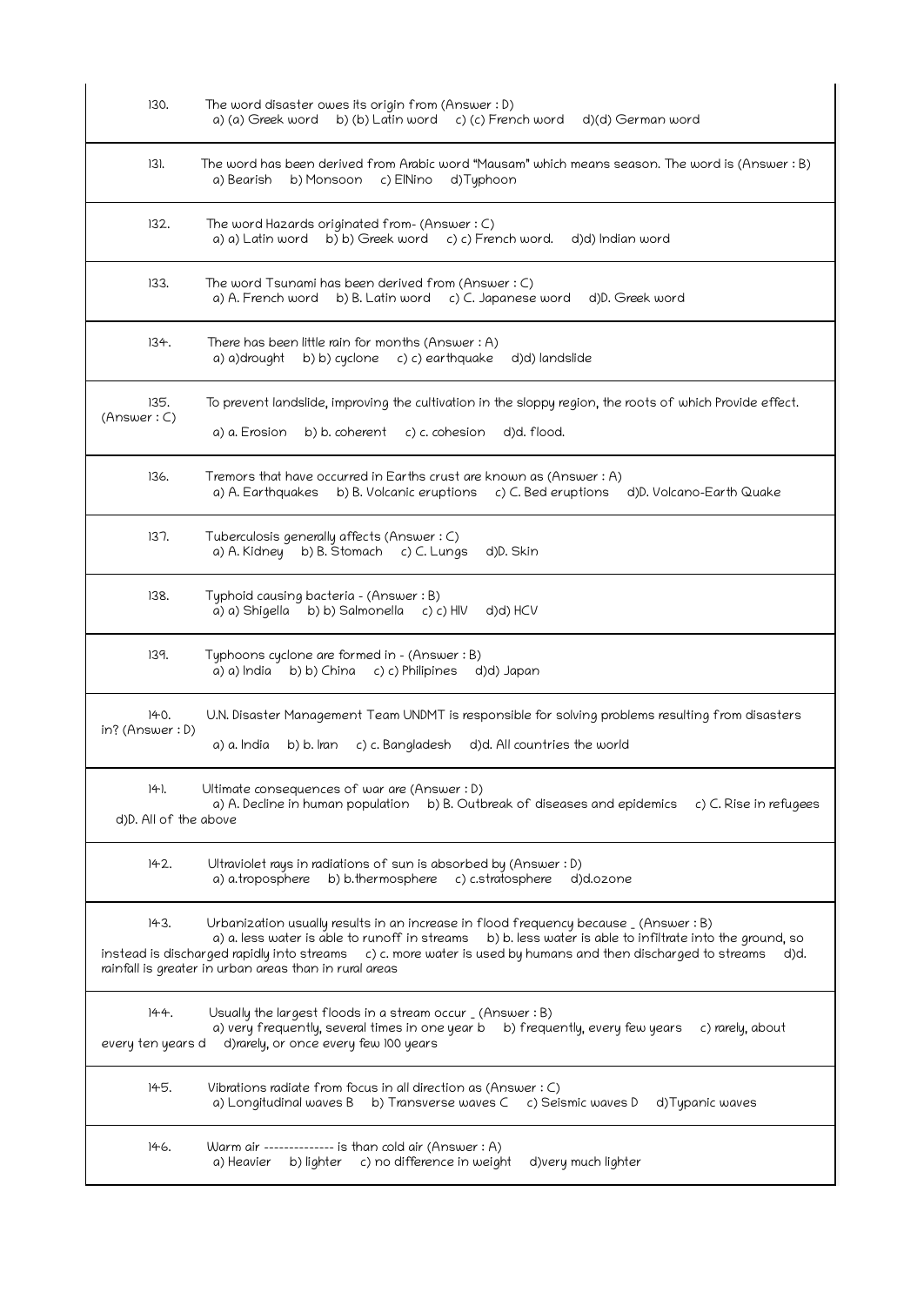| | |
|---|---|
| 130. | The word disaster owes its origin from (Answer : D)<br>a) (a) Greek word b) (b) Latin word c) (c) French word d)(d) German word |
| 131. | The word has been derived from Arabic word "Mausam" which means season. The word is (Answer : B)<br>a) Bearish b) Monsoon c) ElNino d)Typhoon |
| 132. | The word Hazards originated from- (Answer : C)<br>a) a) Latin word b) b) Greek word c) c) French word. d)d) Indian word |
| 133. | The word Tsunami has been derived from (Answer : C)<br>a) A. French word b) B. Latin word c) C. Japanese word d)D. Greek word |
| 134. | There has been little rain for months (Answer : A)<br>a) a)drought b) b) cyclone c) c) earthquake d)d) landslide |
| 135. (Answer : C) | To prevent landslide, improving the cultivation in the sloppy region, the roots of which Provide effect.<br>a) a. Erosion b) b. coherent c) c. cohesion d)d. flood. |
| 136. | Tremors that have occurred in Earths crust are known as (Answer : A)<br>a) A. Earthquakes b) B. Volcanic eruptions c) C. Bed eruptions d)D. Volcano-Earth Quake |
| 137. | Tuberculosis generally affects (Answer : C)<br>a) A. Kidney b) B. Stomach c) C. Lungs d)D. Skin |
| 138. | Typhoid causing bacteria - (Answer : B)<br>a) a) Shigella b) b) Salmonella c) c) HIV d)d) HCV |
| 139. | Typhoons cyclone are formed in - (Answer : B)<br>a) a) India b) b) China c) c) Philipines d)d) Japan |
| 140. in? (Answer : D) | U.N. Disaster Management Team UNDMT is responsible for solving problems resulting from disasters<br>a) a. India b) b. Iran c) c. Bangladesh d)d. All countries the world |
| 141. | Ultimate consequences of war are (Answer : D)<br>a) A. Decline in human population b) B. Outbreak of diseases and epidemics c) C. Rise in refugees d)D. All of the above |
| 142. | Ultraviolet rays in radiations of sun is absorbed by (Answer : D)<br>a) a.troposphere b) b.thermosphere c) c.stratosphere d)d.ozone |
| 143. | Urbanization usually results in an increase in flood frequency because _ (Answer : B)<br>a) a. less water is able to runoff in streams b) b. less water is able to infiltrate into the ground, so instead is discharged rapidly into streams c) c. more water is used by humans and then discharged to streams d)d. rainfall is greater in urban areas than in rural areas |
| 144. | Usually the largest floods in a stream occur _ (Answer : B)<br>a) very frequently, several times in one year b b) frequently, every few years c) rarely, about every ten years d d)rarely, or once every few 100 years |
| 145. | Vibrations radiate from focus in all direction as (Answer : C)<br>a) Longitudinal waves B b) Transverse waves C c) Seismic waves D d)Typanic waves |
| 146. | Warm air -------------- is than cold air (Answer : A)<br>a) Heavier b) lighter c) no difference in weight d)very much lighter |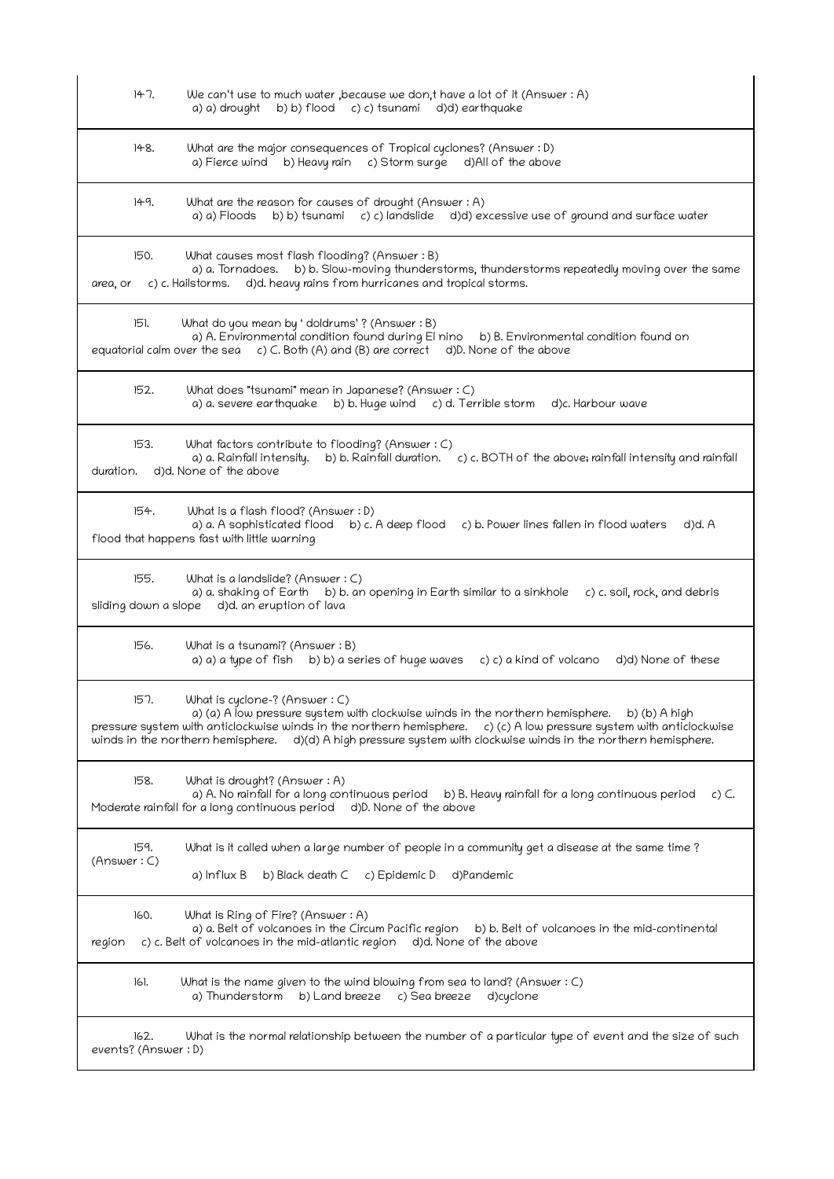147. We can't use to much water ,because we don,t have a lot of it (Answer : A)
a) a) drought b) b) flood c) c) tsunami d)d) earthquake

148. What are the major consequences of Tropical cyclones? (Answer : D)
a) Fierce wind b) Heavy rain c) Storm surge d)All of the above

149. What are the reason for causes of drought (Answer : A)
a) a) Floods b) b) tsunami c) c) landslide d)d) excessive use of ground and surface water

150. What causes most flash flooding? (Answer : B)
a) a. Tornadoes. b) b. Slow-moving thunderstorms, thunderstorms repeatedly moving over the same area, or c) c. Hailstorms. d)d. heavy rains from hurricanes and tropical storms.

151. What do you mean by ' doldrums' ? (Answer : B)
a) A. Environmental condition found during El nino b) B. Environmental condition found on equatorial calm over the sea c) C. Both (A) and (B) are correct d)D. None of the above

152. What does "tsunami" mean in Japanese? (Answer : C)
a) a. severe earthquake b) b. Huge wind c) d. Terrible storm d)c. Harbour wave

153. What factors contribute to flooding? (Answer : C)
a) a. Rainfall intensity. b) b. Rainfall duration. c) c. BOTH of the above; rainfall intensity and rainfall duration. d)d. None of the above

154. What is a flash flood? (Answer : D)
a) a. A sophisticated flood b) c. A deep flood c) b. Power lines fallen in flood waters d)d. A flood that happens fast with little warning

155. What is a landslide? (Answer : C)
a) a. shaking of Earth b) b. an opening in Earth similar to a sinkhole c) c. soil, rock, and debris sliding down a slope d)d. an eruption of lava

156. What is a tsunami? (Answer : B)
a) a) a type of fish b) b) a series of huge waves c) c) a kind of volcano d)d) None of these

157. What is cyclone-? (Answer : C)
a) (a) A low pressure system with clockwise winds in the northern hemisphere. b) (b) A high pressure system with anticlockwise winds in the northern hemisphere. c) (c) A low pressure system with anticlockwise winds in the northern hemisphere. d)(d) A high pressure system with clockwise winds in the northern hemisphere.

158. What is drought? (Answer : A)
a) A. No rainfall for a long continuous period b) B. Heavy rainfall for a long continuous period c) C. Moderate rainfall for a long continuous period d)D. None of the above

159. What is it called when a large number of people in a community get a disease at the same time ? (Answer : C)
a) Influx B b) Black death C c) Epidemic D d)Pandemic

160. What is Ring of Fire? (Answer : A)
a) a. Belt of volcanoes in the Circum Pacific region b) b. Belt of volcanoes in the mid-continental region c) c. Belt of volcanoes in the mid-atlantic region d)d. None of the above

161. What is the name given to the wind blowing from sea to land? (Answer : C)
a) Thunderstorm b) Land breeze c) Sea breeze d)cyclone

162. What is the normal relationship between the number of a particular type of event and the size of such events? (Answer : D)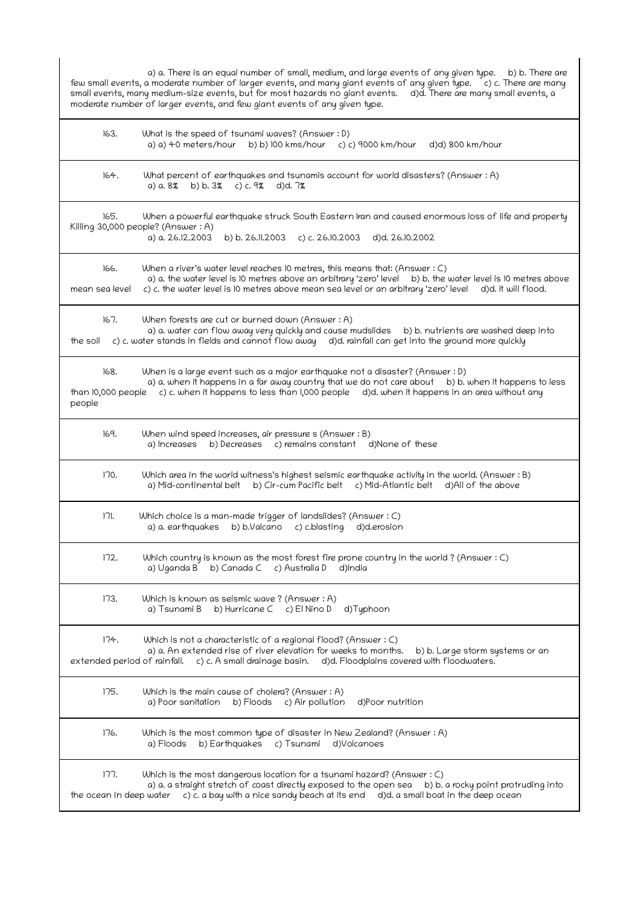a) a. There is an equal number of small, medium, and large events of any given type. b) b. There are few small events, a moderate number of larger events, and many giant events of any given type. c) c. There are many small events, many medium-size events, but for most hazards no giant events. d)d. There are many small events, a moderate number of larger events, and few giant events of any given type.

163. What is the speed of tsunami waves? (Answer : D)
a) a) 40 meters/hour b) b) 100 kms/hour c) c) 9000 km/hour d)d) 800 km/hour

164. What percent of earthquakes and tsunamis account for world disasters? (Answer : A)
a) a. 8% b) b. 3% c) c. 9% d)d. 7%

165. When a powerful earthquake struck South Eastern Iran and caused enormous loss of life and property Killing 30,000 people? (Answer : A)
a) a. 26.12.2003 b) b. 26.11.2003 c) c. 26.10.2003 d)d. 26.10.2002

166. When a river's water level reaches 10 metres, this means that: (Answer : C)
a) a. the water level is 10 metres above an arbitrary 'zero' level b) b. the water level is 10 metres above mean sea level c) c. the water level is 10 metres above mean sea level or an arbitrary 'zero' level d)d. it will flood.

167. When forests are cut or burned down (Answer : A)
a) a. water can flow away very quickly and cause mudslides b) b. nutrients are washed deep into the soil c) c. water stands in fields and cannot flow away d)d. rainfall can get into the ground more quickly

168. When is a large event such as a major earthquake not a disaster? (Answer : D)
a) a. when it happens in a far away country that we do not care about b) b. when it happens to less than 10,000 people c) c. when it happens to less than 1,000 people d)d. when it happens in an area without any people

169. When wind speed increases, air pressure s (Answer : B)
a) Increases b) Decreases c) remains constant d)None of these

170. Which area in the world witness's highest seismic earthquake activity in the world. (Answer : B)
a) Mid-continental belt b) Cir-cum Pacific belt c) Mid-Atlantic belt d)All of the above

171. Which choice is a man-made trigger of landslides? (Answer : C)
a) a. earthquakes b) b.Valcano c) c.blasting d)d.erosion

172. Which country is known as the most forest fire prone country in the world ? (Answer : C)
a) Uganda B b) Canada C c) Australia D d)India

173. Which is known as seismic wave ? (Answer : A)
a) Tsunami B b) Hurricane C c) El Nino D d)Typhoon

174. Which is not a characteristic of a regional flood? (Answer : C)
a) a. An extended rise of river elevation for weeks to months. b) b. Large storm systems or an extended period of rainfall. c) c. A small drainage basin. d)d. Floodplains covered with floodwaters.

175. Which is the main cause of cholera? (Answer : A)
a) Poor sanitation b) Floods c) Air pollution d)Poor nutrition

176. Which is the most common type of disaster in New Zealand? (Answer : A)
a) Floods b) Earthquakes c) Tsunami d)Volcanoes

177. Which is the most dangerous location for a tsunami hazard? (Answer : C)
a) a. a straight stretch of coast directly exposed to the open sea b) b. a rocky point protruding into the ocean in deep water c) c. a bay with a nice sandy beach at its end d)d. a small boat in the deep ocean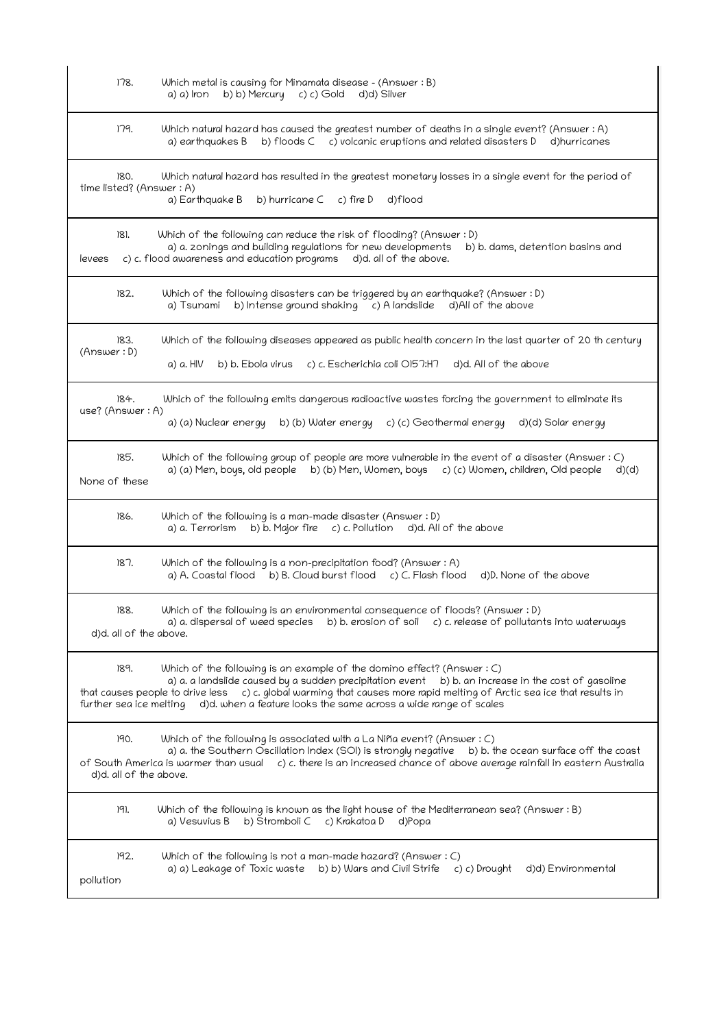178. Which metal is causing for Minamata disease - (Answer : B)
a) a) Iron b) b) Mercury c) c) Gold d)d) Silver

179. Which natural hazard has caused the greatest number of deaths in a single event? (Answer : A)
a) earthquakes B b) floods C c) volcanic eruptions and related disasters D d)hurricanes

180. Which natural hazard has resulted in the greatest monetary losses in a single event for the period of time listed? (Answer : A)
a) Earthquake B b) hurricane C c) fire D d)flood

181. Which of the following can reduce the risk of flooding? (Answer : D)
a) a. zonings and building regulations for new developments b) b. dams, detention basins and levees c) c. flood awareness and education programs d)d. all of the above.

182. Which of the following disasters can be triggered by an earthquake? (Answer : D)
a) Tsunami b) Intense ground shaking c) A landslide d)All of the above

183. Which of the following diseases appeared as public health concern in the last quarter of 20 th century (Answer : D)
a) a. HIV b) b. Ebola virus c) c. Escherichia coli O157:H7 d)d. All of the above

184. Which of the following emits dangerous radioactive wastes forcing the government to eliminate its use? (Answer : A)
a) (a) Nuclear energy b) (b) Water energy c) (c) Geothermal energy d)(d) Solar energy

185. Which of the following group of people are more vulnerable in the event of a disaster (Answer : C)
a) (a) Men, boys, old people b) (b) Men, Women, boys c) (c) Women, children, Old people d)(d) None of these

186. Which of the following is a man-made disaster (Answer : D)
a) a. Terrorism b) b. Major fire c) c. Pollution d)d. All of the above

187. Which of the following is a non-precipitation food? (Answer : A)
a) A. Coastal flood b) B. Cloud burst flood c) C. Flash flood d)D. None of the above

188. Which of the following is an environmental consequence of floods? (Answer : D)
a) a. dispersal of weed species b) b. erosion of soil c) c. release of pollutants into waterways d)d. all of the above.

189. Which of the following is an example of the domino effect? (Answer : C)
a) a. a landslide caused by a sudden precipitation event b) b. an increase in the cost of gasoline that causes people to drive less c) c. global warming that causes more rapid melting of Arctic sea ice that results in further sea ice melting d)d. when a feature looks the same across a wide range of scales

190. Which of the following is associated with a La Niña event? (Answer : C)
a) a. the Southern Oscillation Index (SOI) is strongly negative b) b. the ocean surface off the coast of South America is warmer than usual c) c. there is an increased chance of above average rainfall in eastern Australia d)d. all of the above.

191. Which of the following is known as the light house of the Mediterranean sea? (Answer : B)
a) Vesuvius B b) Stromboli C c) Krakatoa D d)Popa

192. Which of the following is not a man-made hazard? (Answer : C)
a) a) Leakage of Toxic waste b) b) Wars and Civil Strife c) c) Drought d)d) Environmental pollution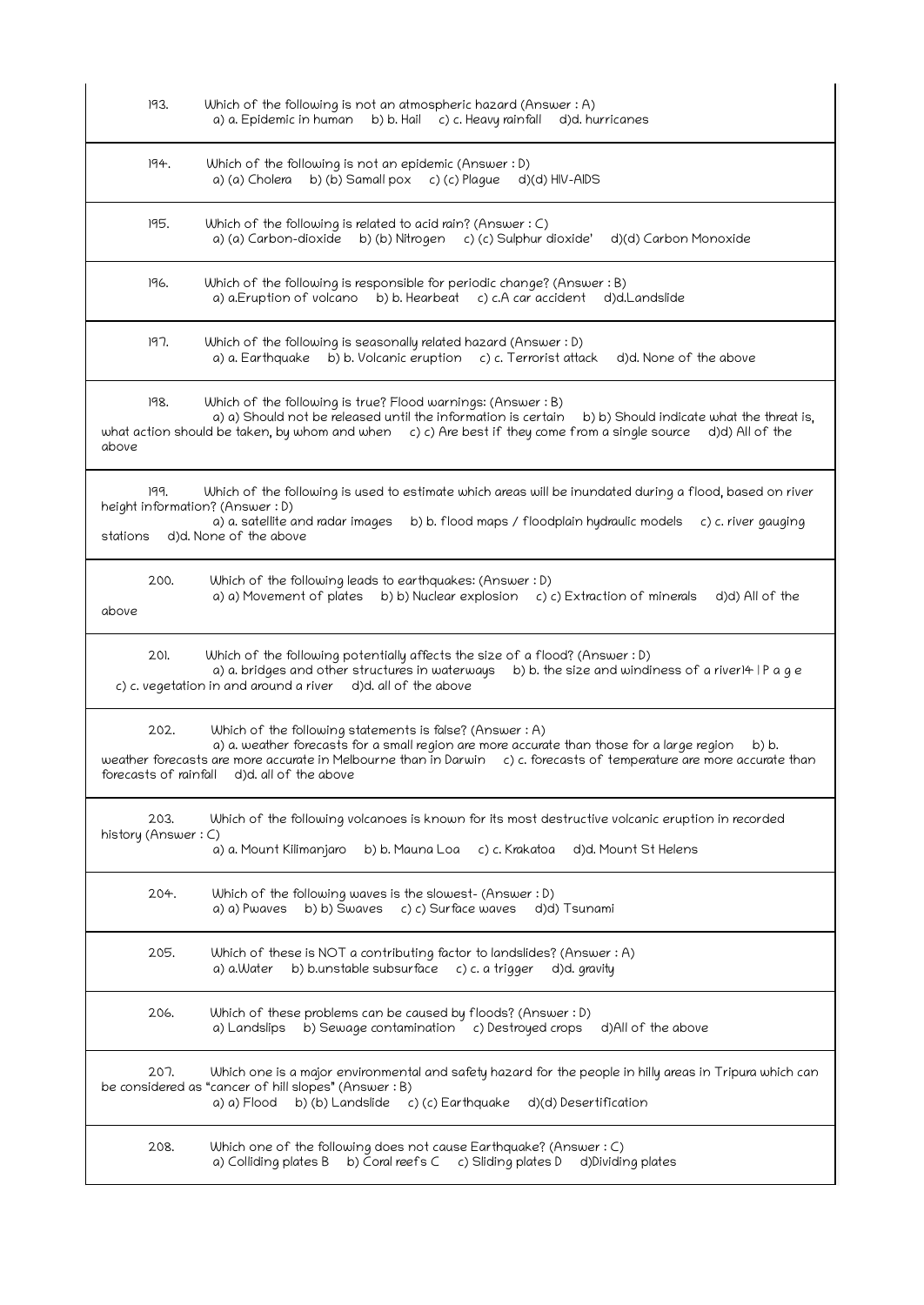193. Which of the following is not an atmospheric hazard (Answer : A)
a) a. Epidemic in human b) b. Hail c) c. Heavy rainfall d)d. hurricanes

194. Which of the following is not an epidemic (Answer : D)
a) (a) Cholera b) (b) Samall pox c) (c) Plague d)(d) HIV-AIDS

195. Which of the following is related to acid rain? (Answer : C)
a) (a) Carbon-dioxide b) (b) Nitrogen c) (c) Sulphur dioxide' d)(d) Carbon Monoxide

196. Which of the following is responsible for periodic change? (Answer : B)
a) a.Eruption of volcano b) b. Hearbeat c) c.A car accident d)d.Landslide

197. Which of the following is seasonally related hazard (Answer : D)
a) a. Earthquake b) b. Volcanic eruption c) c. Terrorist attack d)d. None of the above

198. Which of the following is true? Flood warnings: (Answer : B)
a) a) Should not be released until the information is certain b) b) Should indicate what the threat is, what action should be taken, by whom and when c) c) Are best if they come from a single source d)d) All of the above

199. Which of the following is used to estimate which areas will be inundated during a flood, based on river height information? (Answer : D)
a) a. satellite and radar images b) b. flood maps / floodplain hydraulic models c) c. river gauging stations d)d. None of the above

200. Which of the following leads to earthquakes: (Answer : D)
a) a) Movement of plates b) b) Nuclear explosion c) c) Extraction of minerals d)d) All of the above

201. Which of the following potentially affects the size of a flood? (Answer : D)
a) a. bridges and other structures in waterways b) b. the size and windiness of a river
c) c. vegetation in and around a river d)d. all of the above

202. Which of the following statements is false? (Answer : A)
a) a. weather forecasts for a small region are more accurate than those for a large region b) b. weather forecasts are more accurate in Melbourne than in Darwin c) c. forecasts of temperature are more accurate than forecasts of rainfall d)d. all of the above

203. Which of the following volcanoes is known for its most destructive volcanic eruption in recorded history (Answer : C)
a) a. Mount Kilimanjaro b) b. Mauna Loa c) c. Krakatoa d)d. Mount St Helens

204. Which of the following waves is the slowest- (Answer : D)
a) a) Pwaves b) b) Swaves c) c) Surface waves d)d) Tsunami

205. Which of these is NOT a contributing factor to landslides? (Answer : A)
a) a.Water b) b.unstable subsurface c) c. a trigger d)d. gravity

206. Which of these problems can be caused by floods? (Answer : D)
a) Landslips b) Sewage contamination c) Destroyed crops d)All of the above

207. Which one is a major environmental and safety hazard for the people in hilly areas in Tripura which can be considered as "cancer of hill slopes" (Answer : B)
a) a) Flood b) (b) Landslide c) (c) Earthquake d)(d) Desertification

208. Which one of the following does not cause Earthquake? (Answer : C)
a) Colliding plates B b) Coral reefs C c) Sliding plates D d)Dividing plates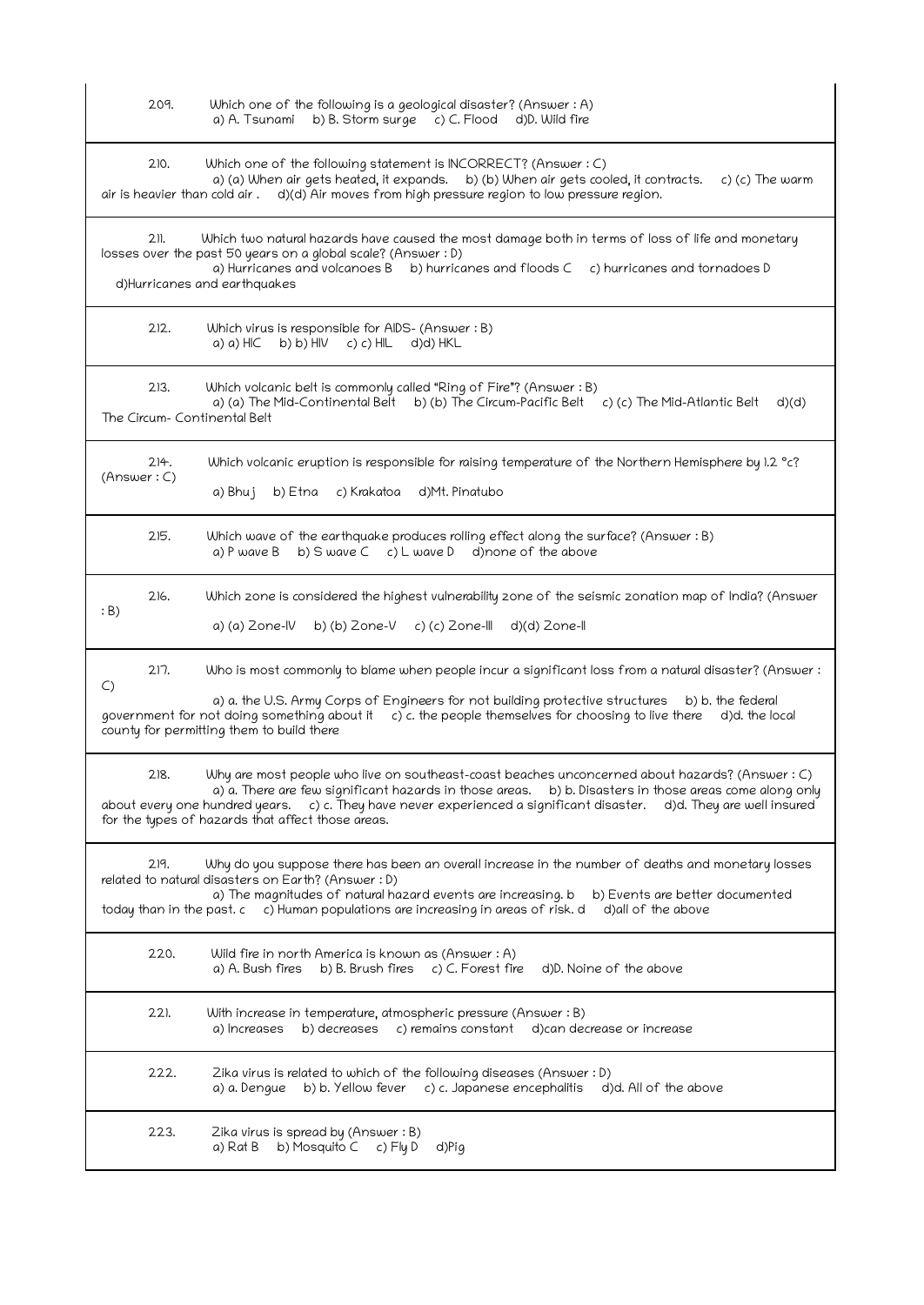209. Which one of the following is a geological disaster? (Answer : A)
a) A. Tsunami b) B. Storm surge c) C. Flood d)D. Wild fire

210. Which one of the following statement is INCORRECT? (Answer : C)
a) (a) When air gets heated, it expands. b) (b) When air gets cooled, it contracts. c) (c) The warm air is heavier than cold air . d)(d) Air moves from high pressure region to low pressure region.

211. Which two natural hazards have caused the most damage both in terms of loss of life and monetary losses over the past 50 years on a global scale? (Answer : D)
a) Hurricanes and volcanoes B b) hurricanes and floods C c) hurricanes and tornadoes D d)Hurricanes and earthquakes

212. Which virus is responsible for AIDS- (Answer : B)
a) a) HIC b) b) HIV c) c) HIL d)d) HKL

213. Which volcanic belt is commonly called "Ring of Fire"? (Answer : B)
a) (a) The Mid-Continental Belt b) (b) The Circum-Pacific Belt c) (c) The Mid-Atlantic Belt d)(d) The Circum- Continental Belt

214. Which volcanic eruption is responsible for raising temperature of the Northern Hemisphere by 1.2 °c? (Answer : C)
a) Bhuj b) Etna c) Krakatoa d)Mt. Pinatubo

215. Which wave of the earthquake produces rolling effect along the surface? (Answer : B)
a) P wave B b) S wave C c) L wave D d)none of the above

216. Which zone is considered the highest vulnerability zone of the seismic zonation map of India? (Answer : B)
a) (a) Zone-IV b) (b) Zone-V c) (c) Zone-III d)(d) Zone-II

217. Who is most commonly to blame when people incur a significant loss from a natural disaster? (Answer : C)
a) a. the U.S. Army Corps of Engineers for not building protective structures b) b. the federal government for not doing something about it c) c. the people themselves for choosing to live there d)d. the local county for permitting them to build there

218. Why are most people who live on southeast-coast beaches unconcerned about hazards? (Answer : C)
a) a. There are few significant hazards in those areas. b) b. Disasters in those areas come along only about every one hundred years. c) c. They have never experienced a significant disaster. d)d. They are well insured for the types of hazards that affect those areas.

219. Why do you suppose there has been an overall increase in the number of deaths and monetary losses related to natural disasters on Earth? (Answer : D)
a) The magnitudes of natural hazard events are increasing. b b) Events are better documented today than in the past. c c) Human populations are increasing in areas of risk. d d)all of the above

220. Wild fire in north America is known as (Answer : A)
a) A. Bush fires b) B. Brush fires c) C. Forest fire d)D. Noine of the above

221. With increase in temperature, atmospheric pressure (Answer : B)
a) Increases b) decreases c) remains constant d)can decrease or increase

222. Zika virus is related to which of the following diseases (Answer : D)
a) a. Dengue b) b. Yellow fever c) c. Japanese encephalitis d)d. All of the above

223. Zika virus is spread by (Answer : B)
a) Rat B b) Mosquito C c) Fly D d)Pig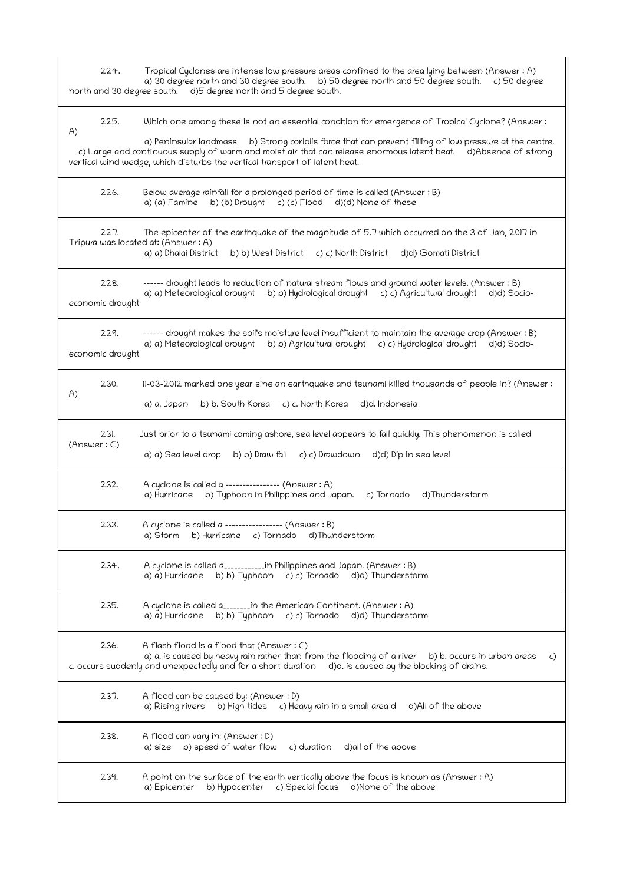224. Tropical Cyclones are intense low pressure areas confined to the area lying between (Answer : A)
a) 30 degree north and 30 degree south. b) 50 degree north and 50 degree south. c) 50 degree north and 30 degree south. d)5 degree north and 5 degree south.

---

225. Which one among these is not an essential condition for emergence of Tropical Cyclone? (Answer : A)
a) Peninsular landmass b) Strong coriolis force that can prevent filling of low pressure at the centre. c) Large and continuous supply of warm and moist air that can release enormous latent heat. d)Absence of strong vertical wind wedge, which disturbs the vertical transport of latent heat.

---

226. Below average rainfall for a prolonged period of time is called (Answer : B)
a) (a) Famine b) (b) Drought c) (c) Flood d)(d) None of these

---

227. The epicenter of the earthquake of the magnitude of 5.7 which occurred on the 3 of Jan, 2017 in Tripura was located at: (Answer : A)
a) a) Dhalai District b) b) West District c) c) North District d)d) Gomati District

---

228. ------ drought leads to reduction of natural stream flows and ground water levels. (Answer : B)
a) a) Meteorological drought b) b) Hydrological drought c) c) Agricultural drought d)d) Socio-economic drought

---

229. ------ drought makes the soil's moisture level insufficient to maintain the average crop (Answer : B)
a) a) Meteorological drought b) b) Agricultural drought c) c) Hydrological drought d)d) Socio-economic drought

---

230. 11-03-2012 marked one year sine an earthquake and tsunami killed thousands of people in? (Answer : A)
a) a. Japan b) b. South Korea c) c. North Korea d)d. Indonesia

---

231. Just prior to a tsunami coming ashore, sea level appears to fall quickly. This phenomenon is called (Answer : C)
a) a) Sea level drop b) b) Draw fall c) c) Drawdown d)d) Dip in sea level

---

232. A cyclone is called a ---------------- (Answer : A)
a) Hurricane b) Typhoon in Philippines and Japan. c) Tornado d)Thunderstorm

---

233. A cyclone is called a ----------------- (Answer : B)
a) Storm b) Hurricane c) Tornado d)Thunderstorm

---

234. A cyclone is called a___________in Philippines and Japan. (Answer : B)
a) a) Hurricane b) b) Typhoon c) c) Tornado d)d) Thunderstorm

---

235. A cyclone is called a_______in the American Continent. (Answer : A)
a) a) Hurricane b) b) Typhoon c) c) Tornado d)d) Thunderstorm

---

236. A flash flood is a flood that (Answer : C)
a) a. is caused by heavy rain rather than from the flooding of a river b) b. occurs in urban areas c) c. occurs suddenly and unexpectedly and for a short duration d)d. is caused by the blocking of drains.

---

237. A flood can be caused by: (Answer : D)
a) Rising rivers b) High tides c) Heavy rain in a small area d d)All of the above

---

238. A flood can vary in: (Answer : D)
a) size b) speed of water flow c) duration d)all of the above

---

239. A point on the surface of the earth vertically above the focus is known as (Answer : A)
a) Epicenter b) Hypocenter c) Special focus d)None of the above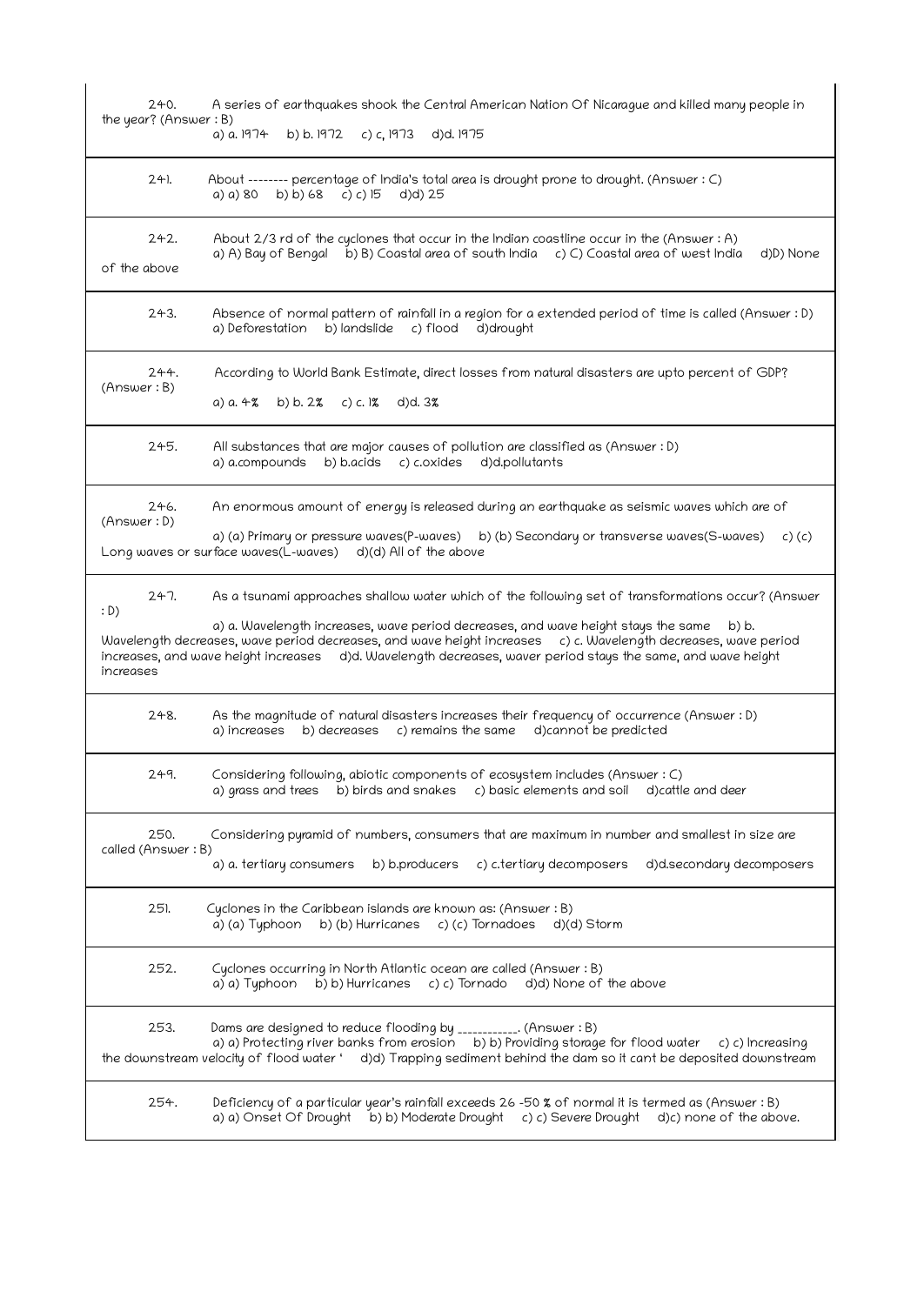240. A series of earthquakes shook the Central American Nation Of Nicarague and killed many people in the year? (Answer : B)

a) a. 1974 b) b. 1972 c) c, 1973 d)d. 1975

241. About -------- percentage of India's total area is drought prone to drought. (Answer : C)

a) a) 80 b) b) 68 c) c) 15 d)d) 25

242. About 2/3 rd of the cyclones that occur in the Indian coastline occur in the (Answer : A)

a) A) Bay of Bengal b) B) Coastal area of south India c) C) Coastal area of west India d)D) None of the above

243. Absence of normal pattern of rainfall in a region for a extended period of time is called (Answer : D)

a) Deforestation b) landslide c) flood d)drought

244. According to World Bank Estimate, direct losses from natural disasters are upto percent of GDP? (Answer : B)

a) a. 4% b) b. 2% c) c. 1% d)d. 3%

245. All substances that are major causes of pollution are classified as (Answer : D)

a) a.compounds b) b.acids c) c.oxides d)d.pollutants

246. An enormous amount of energy is released during an earthquake as seismic waves which are of (Answer : D)

a) (a) Primary or pressure waves(P-waves) b) (b) Secondary or transverse waves(S-waves) c) (c) Long waves or surface waves(L-waves) d)(d) All of the above

247. As a tsunami approaches shallow water which of the following set of transformations occur? (Answer : D)

a) a. Wavelength increases, wave period decreases, and wave height stays the same b) b. Wavelength decreases, wave period decreases, and wave height increases c) c. Wavelength decreases, wave period increases, and wave height increases d)d. Wavelength decreases, waver period stays the same, and wave height increases

248. As the magnitude of natural disasters increases their frequency of occurrence (Answer : D)

a) increases b) decreases c) remains the same d)cannot be predicted

249. Considering following, abiotic components of ecosystem includes (Answer : C)

a) grass and trees b) birds and snakes c) basic elements and soil d)cattle and deer

250. Considering pyramid of numbers, consumers that are maximum in number and smallest in size are called (Answer : B)

a) a. tertiary consumers b) b.producers c) c.tertiary decomposers d)d.secondary decomposers

251. Cyclones in the Caribbean islands are known as: (Answer : B)

a) (a) Typhoon b) (b) Hurricanes c) (c) Tornadoes d)(d) Storm

252. Cyclones occurring in North Atlantic ocean are called (Answer : B)

a) a) Typhoon b) b) Hurricanes c) c) Tornado d)d) None of the above

253. Dams are designed to reduce flooding by ___________. (Answer : B)

a) a) Protecting river banks from erosion b) b) Providing storage for flood water c) c) Increasing the downstream velocity of flood water ' d)d) Trapping sediment behind the dam so it cant be deposited downstream

254. Deficiency of a particular year's rainfall exceeds 26 -50 % of normal it is termed as (Answer : B)

a) a) Onset Of Drought b) b) Moderate Drought c) c) Severe Drought d)c) none of the above.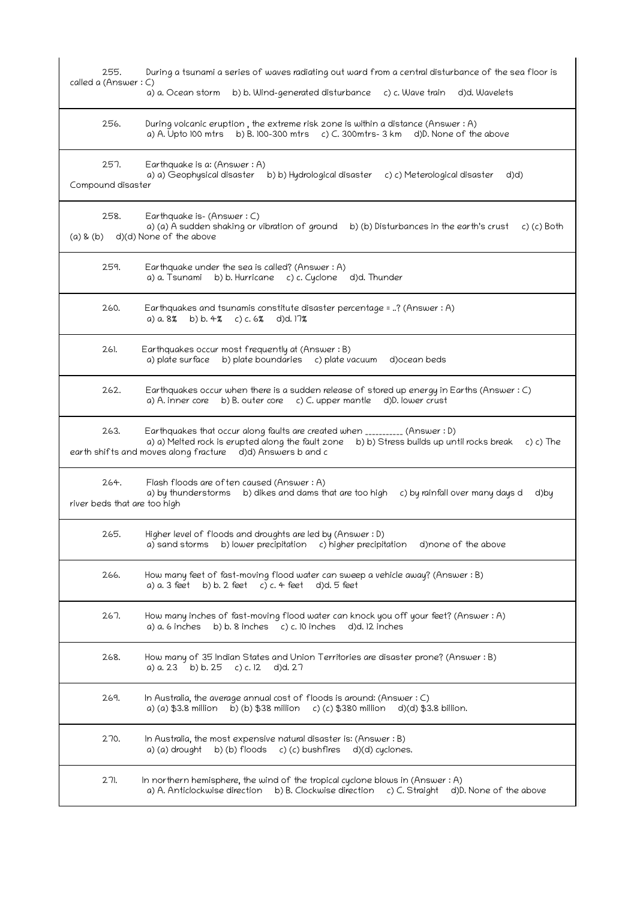255. During a tsunami a series of waves radiating out ward from a central disturbance of the sea floor is called a (Answer : C)
a) a. Ocean storm b) b. Wind-generated disturbance c) c. Wave train d)d. Wavelets

256. During volcanic eruption , the extreme risk zone is within a distance (Answer : A)
a) A. Upto 100 mtrs b) B. 100-300 mtrs c) C. 300mtrs- 3 km d)D. None of the above

257. Earthquake is a: (Answer : A)
a) a) Geophysical disaster b) b) Hydrological disaster c) c) Meterological disaster d)d) Compound disaster

258. Earthquake is- (Answer : C)
a) (a) A sudden shaking or vibration of ground b) (b) Disturbances in the earth's crust c) (c) Both (a) & (b) d)(d) None of the above

259. Earthquake under the sea is called? (Answer : A)
a) a. Tsunami b) b. Hurricane c) c. Cyclone d)d. Thunder

260. Earthquakes and tsunamis constitute disaster percentage = ..? (Answer : A)
a) a. 8% b) b. 4% c) c. 6% d)d. 17%

261. Earthquakes occur most frequently at (Answer : B)
a) plate surface b) plate boundaries c) plate vacuum d)ocean beds

262. Earthquakes occur when there is a sudden release of stored up energy in Earths (Answer : C)
a) A. inner core b) B. outer core c) C. upper mantle d)D. lower crust

263. Earthquakes that occur along faults are created when __________ (Answer : D)
a) a) Melted rock is erupted along the fault zone b) b) Stress builds up until rocks break c) c) The earth shifts and moves along fracture d)d) Answers b and c

264. Flash floods are often caused (Answer : A)
a) by thunderstorms b) dikes and dams that are too high c) by rainfall over many days d d)by river beds that are too high

265. Higher level of floods and droughts are led by (Answer : D)
a) sand storms b) lower precipitation c) higher precipitation d)none of the above

266. How many feet of fast-moving flood water can sweep a vehicle away? (Answer : B)
a) a. 3 feet b) b. 2 feet c) c. 4 feet d)d. 5 feet

267. How many inches of fast-moving flood water can knock you off your feet? (Answer : A)
a) a. 6 inches b) b. 8 inches c) c. 10 inches d)d. 12 inches

268. How many of 35 Indian States and Union Territories are disaster prone? (Answer : B)
a) a. 23 b) b. 25 c) c. 12 d)d. 27

269. In Australia, the average annual cost of floods is around: (Answer : C)
a) (a) $3.8 million b) (b) $38 million c) (c) $380 million d)(d) $3.8 billion.

270. In Australia, the most expensive natural disaster is: (Answer : B)
a) (a) drought b) (b) floods c) (c) bushfires d)(d) cyclones.

271. In northern hemisphere, the wind of the tropical cyclone blows in (Answer : A)
a) A. Anticlockwise direction b) B. Clockwise direction c) C. Straight d)D. None of the above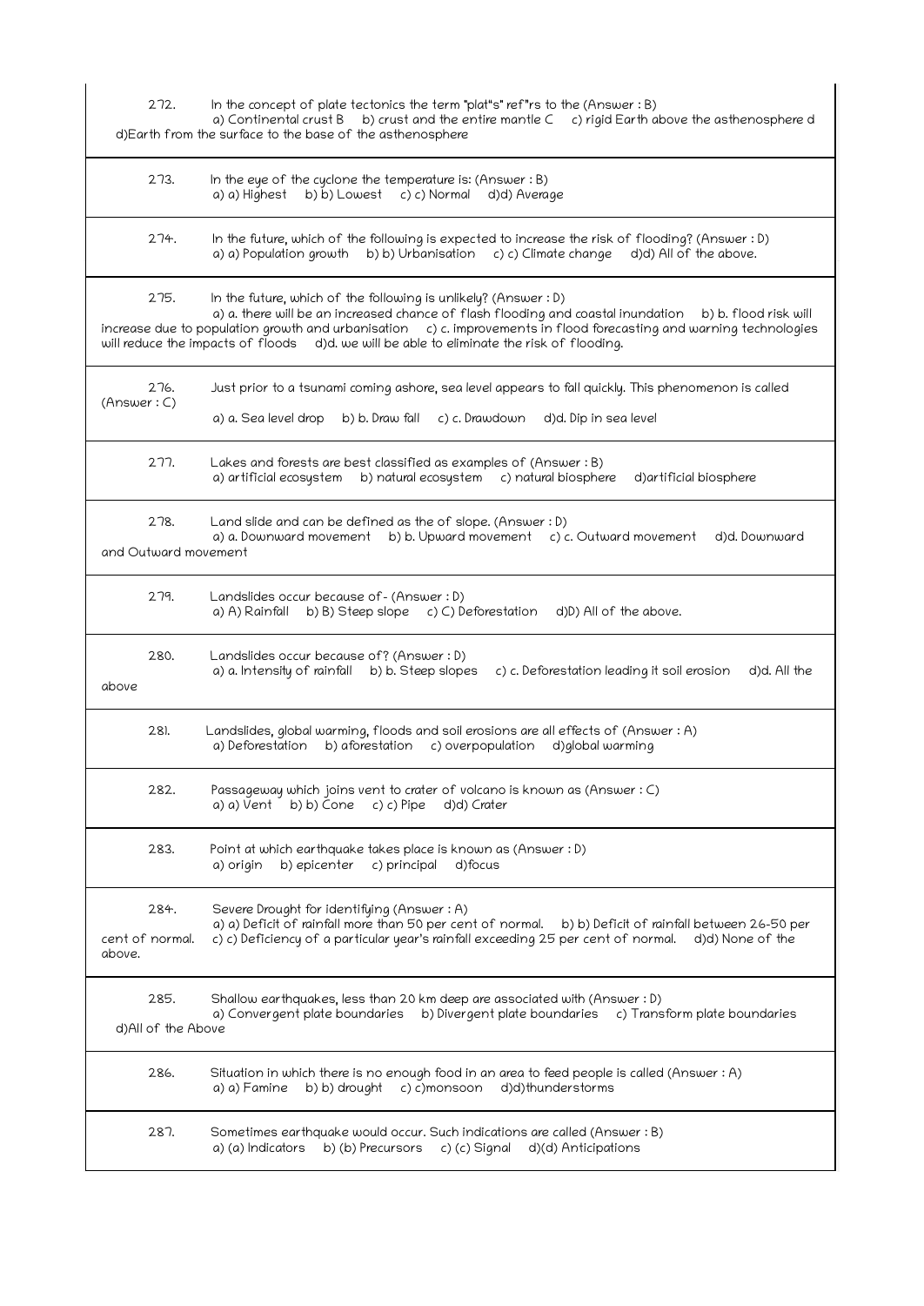272. In the concept of plate tectonics the term "plat"s" ref"rs to the (Answer : B)
a) Continental crust B b) crust and the entire mantle C c) rigid Earth above the asthenosphere d d)Earth from the surface to the base of the asthenosphere

273. In the eye of the cyclone the temperature is: (Answer : B)
a) a) Highest b) b) Lowest c) c) Normal d)d) Average

274. In the future, which of the following is expected to increase the risk of flooding? (Answer : D)
a) a) Population growth b) b) Urbanisation c) c) Climate change d)d) All of the above.

275. In the future, which of the following is unlikely? (Answer : D)
a) a. there will be an increased chance of flash flooding and coastal inundation b) b. flood risk will increase due to population growth and urbanisation c) c. improvements in flood forecasting and warning technologies will reduce the impacts of floods d)d. we will be able to eliminate the risk of flooding.

276. Just prior to a tsunami coming ashore, sea level appears to fall quickly. This phenomenon is called (Answer : C)
a) a. Sea level drop b) b. Draw fall c) c. Drawdown d)d. Dip in sea level

277. Lakes and forests are best classified as examples of (Answer : B)
a) artificial ecosystem b) natural ecosystem c) natural biosphere d)artificial biosphere

278. Land slide and can be defined as the of slope. (Answer : D)
a) a. Downward movement b) b. Upward movement c) c. Outward movement d)d. Downward and Outward movement

279. Landslides occur because of- (Answer : D)
a) A) Rainfall b) B) Steep slope c) C) Deforestation d)D) All of the above.

280. Landslides occur because of? (Answer : D)
a) a. Intensity of rainfall b) b. Steep slopes c) c. Deforestation leading it soil erosion d)d. All the above

281. Landslides, global warming, floods and soil erosions are all effects of (Answer : A)
a) Deforestation b) aforestation c) overpopulation d)global warming

282. Passageway which joins vent to crater of volcano is known as (Answer : C)
a) a) Vent b) b) Cone c) c) Pipe d)d) Crater

283. Point at which earthquake takes place is known as (Answer : D)
a) origin b) epicenter c) principal d)focus

284. Severe Drought for identifying (Answer : A)
a) a) Deficit of rainfall more than 50 per cent of normal. b) b) Deficit of rainfall between 26-50 per cent of normal. c) c) Deficiency of a particular year's rainfall exceeding 25 per cent of normal. d)d) None of the above.

285. Shallow earthquakes, less than 20 km deep are associated with (Answer : D)
a) Convergent plate boundaries b) Divergent plate boundaries c) Transform plate boundaries d)All of the Above

286. Situation in which there is no enough food in an area to feed people is called (Answer : A)
a) a) Famine b) b) drought c) c)monsoon d)d)thunderstorms

287. Sometimes earthquake would occur. Such indications are called (Answer : B)
a) (a) Indicators b) (b) Precursors c) (c) Signal d)(d) Anticipations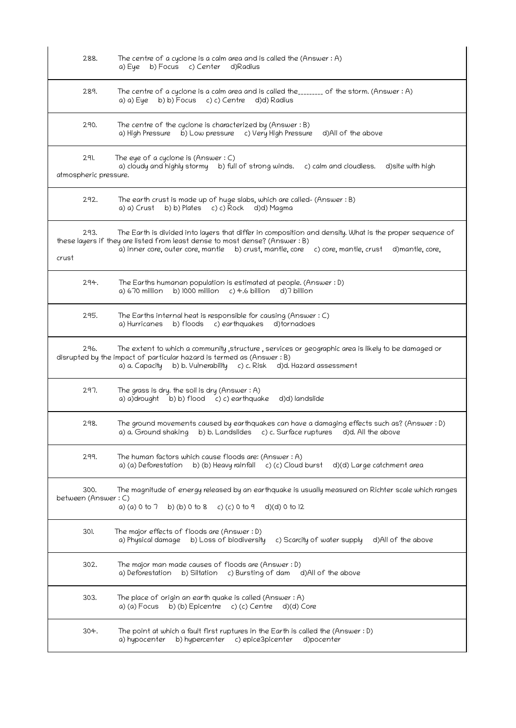288. The centre of a cyclone is a calm area and is called the (Answer : A)
a) Eye b) Focus c) Center d)Radius

---

289. The centre of a cyclone is a calm area and is called the________ of the storm. (Answer : A)
a) a) Eye b) b) Focus c) c) Centre d)d) Radius

---

290. The centre of the cyclone is characterized by (Answer : B)
a) High Pressure b) Low pressure c) Very High Pressure d)All of the above

---

291. The eye of a cyclone is (Answer : C)
a) cloudy and highly stormy b) full of strong winds. c) calm and cloudless. d)site with high atmospheric pressure.

---

292. The earth crust is made up of huge slabs, which are called- (Answer : B)
a) a) Crust b) b) Plates c) c) Rock d)d) Magma

---

293. The Earth is divided into layers that differ in composition and density. What is the proper sequence of these layers if they are listed from least dense to most dense? (Answer : B)
a) inner core, outer core, mantle b) crust, mantle, core c) core, mantle, crust d)mantle, core, crust

---

294. The Earths humanan population is estimated at people. (Answer : D)
a) 670 million b) 1000 million c) 4.6 billion d)7 billion

---

295. The Earths internal heat is responsible for causing (Answer : C)
a) Hurricanes b) floods c) earthquakes d)tornadoes

---

296. The extent to which a community ,structure , services or geographic area is likely to be damaged or disrupted by the impact of particular hazard is termed as (Answer : B)
a) a. Capacity b) b. Vulnerability c) c. Risk d)d. Hazard assessment

---

297. The grass is dry. the soil is dry (Answer : A)
a) a)drought b) b) flood c) c) earthquake d)d) landslide

---

298. The ground movements caused by earthquakes can have a damaging effects such as? (Answer : D)
a) a. Ground shaking b) b. Landslides c) c. Surface ruptures d)d. All the above

---

299. The human factors which cause floods are: (Answer : A)
a) (a) Deforestation b) (b) Heavy rainfall c) (c) Cloud burst d)(d) Large catchment area

---

300. The magnitude of energy released by an earthquake is usually measured on Richter scale which ranges between (Answer : C)
a) (a) 0 to 7 b) (b) 0 to 8 c) (c) 0 to 9 d)(d) 0 to 12

---

301. The major effects of floods are (Answer : D)
a) Physical damage b) Loss of biodiversity c) Scarcity of water supply d)All of the above

---

302. The major man made causes of floods are (Answer : D)
a) Deforestation b) Siltation c) Bursting of dam d)All of the above

---

303. The place of origin an earth quake is called (Answer : A)
a) (a) Focus b) (b) Epicentre c) (c) Centre d)(d) Core

---

304. The point at which a fault first ruptures in the Earth is called the (Answer : D)
a) hypocenter b) hypercenter c) epice3picenter d)pocenter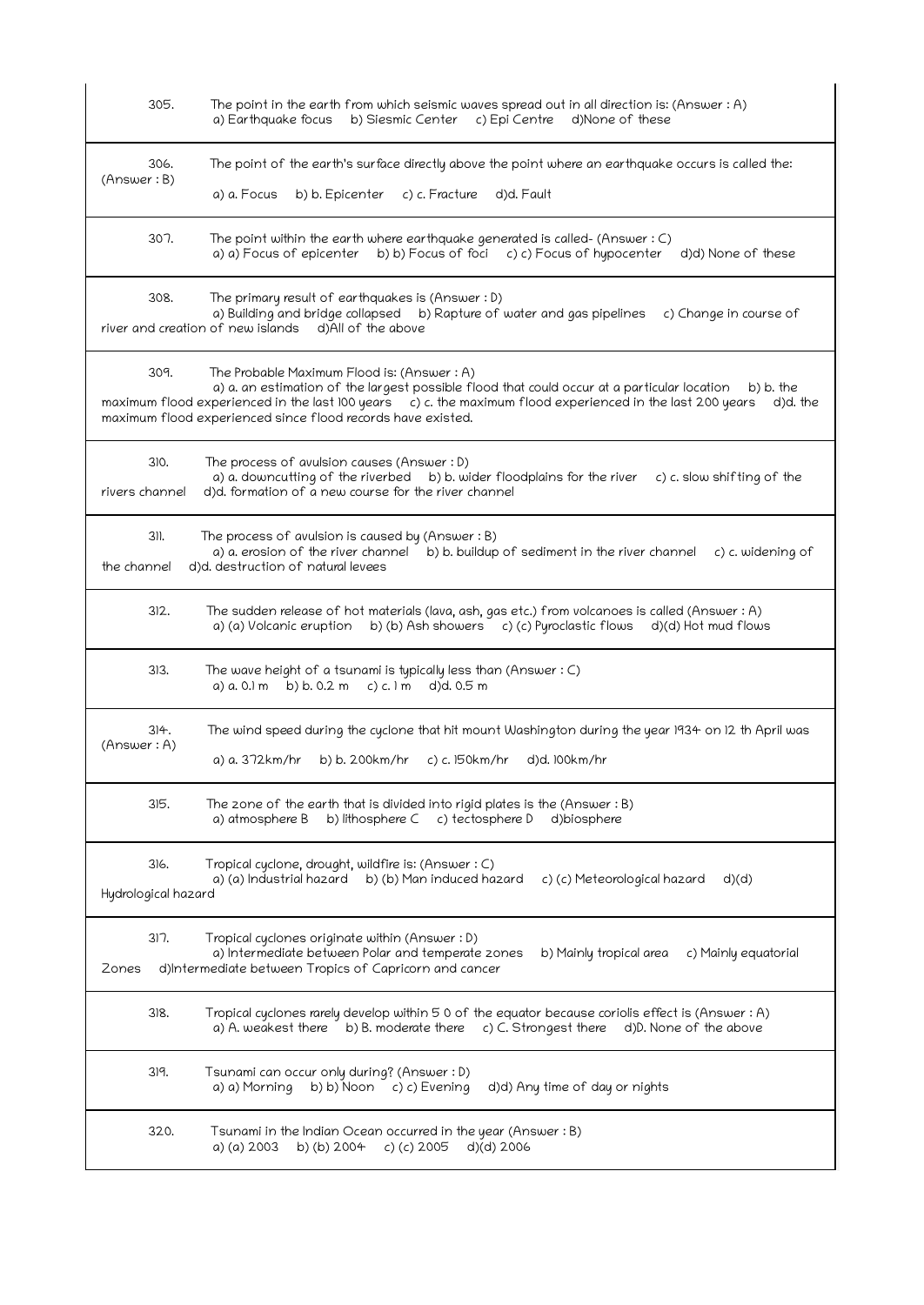305. The point in the earth from which seismic waves spread out in all direction is: (Answer : A)
a) Earthquake focus b) Siesmic Center c) Epi Centre d)None of these

306. The point of the earth's surface directly above the point where an earthquake occurs is called the: (Answer : B)
a) a. Focus b) b. Epicenter c) c. Fracture d)d. Fault

307. The point within the earth where earthquake generated is called- (Answer : C)
a) a) Focus of epicenter b) b) Focus of foci c) c) Focus of hypocenter d)d) None of these

308. The primary result of earthquakes is (Answer : D)
a) Building and bridge collapsed b) Rapture of water and gas pipelines c) Change in course of river and creation of new islands d)All of the above

309. The Probable Maximum Flood is: (Answer : A)
a) a. an estimation of the largest possible flood that could occur at a particular location b) b. the maximum flood experienced in the last 100 years c) c. the maximum flood experienced in the last 200 years d)d. the maximum flood experienced since flood records have existed.

310. The process of avulsion causes (Answer : D)
a) a. downcutting of the riverbed b) b. wider floodplains for the river c) c. slow shifting of the rivers channel d)d. formation of a new course for the river channel

311. The process of avulsion is caused by (Answer : B)
a) a. erosion of the river channel b) b. buildup of sediment in the river channel c) c. widening of the channel d)d. destruction of natural levees

312. The sudden release of hot materials (lava, ash, gas etc.) from volcanoes is called (Answer : A)
a) (a) Volcanic eruption b) (b) Ash showers c) (c) Pyroclastic flows d)(d) Hot mud flows

313. The wave height of a tsunami is typically less than (Answer : C)
a) a. 0.1 m b) b. 0.2 m c) c. 1 m d)d. 0.5 m

314. The wind speed during the cyclone that hit mount Washington during the year 1934 on 12 th April was (Answer : A)
a) a. 372km/hr b) b. 200km/hr c) c. 150km/hr d)d. 100km/hr

315. The zone of the earth that is divided into rigid plates is the (Answer : B)
a) atmosphere B b) lithosphere C c) tectosphere D d)biosphere

316. Tropical cyclone, drought, wildfire is: (Answer : C)
a) (a) Industrial hazard b) (b) Man induced hazard c) (c) Meteorological hazard d)(d) Hydrological hazard

317. Tropical cyclones originate within (Answer : D)
a) Intermediate between Polar and temperate zones b) Mainly tropical area c) Mainly equatorial Zones d)Intermediate between Tropics of Capricorn and cancer

318. Tropical cyclones rarely develop within 5 0 of the equator because coriolis effect is (Answer : A)
a) A. weakest there b) B. moderate there c) C. Strongest there d)D. None of the above

319. Tsunami can occur only during? (Answer : D)
a) a) Morning b) b) Noon c) c) Evening d)d) Any time of day or nights

320. Tsunami in the Indian Ocean occurred in the year (Answer : B)
a) (a) 2003 b) (b) 2004 c) (c) 2005 d)(d) 2006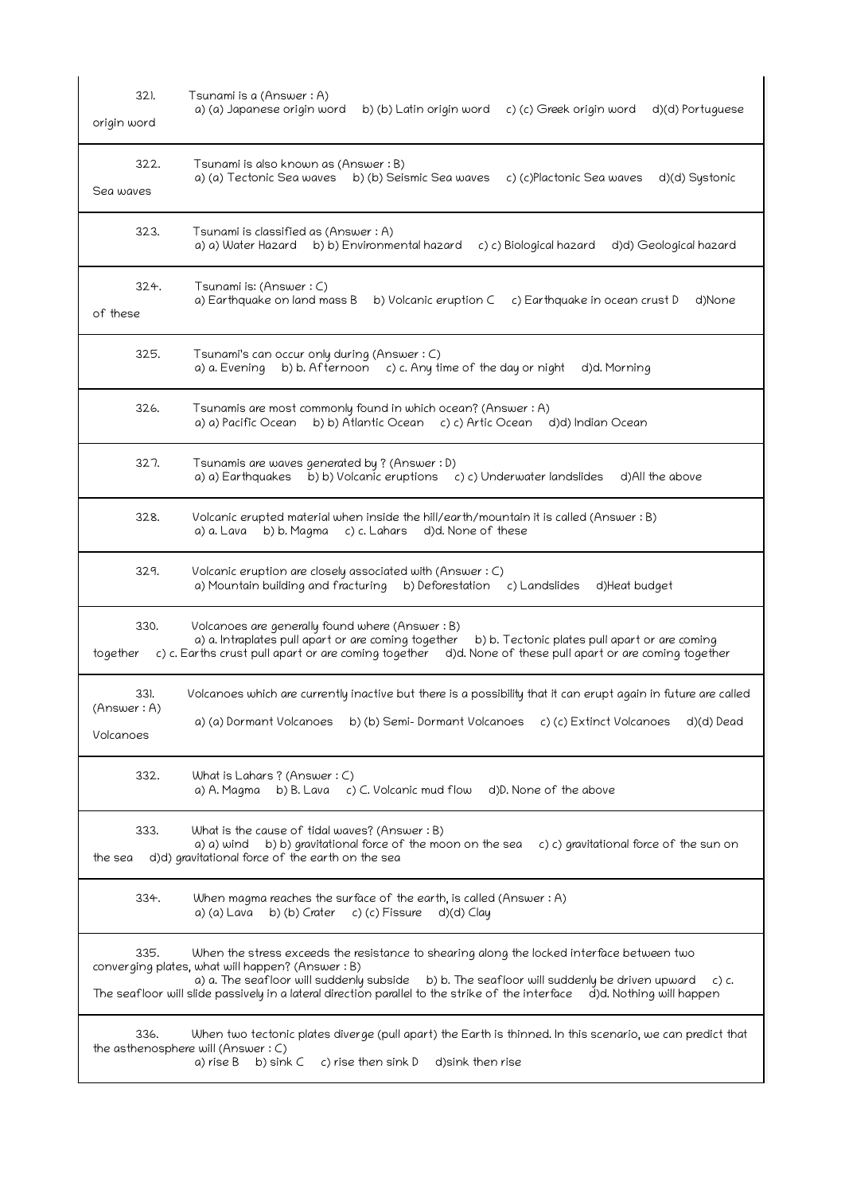321. Tsunami is a (Answer : A)
a) (a) Japanese origin word b) (b) Latin origin word c) (c) Greek origin word d)(d) Portuguese origin word

322. Tsunami is also known as (Answer : B)
a) (a) Tectonic Sea waves b) (b) Seismic Sea waves c) (c)Plactonic Sea waves d)(d) Systonic Sea waves

323. Tsunami is classified as (Answer : A)
a) a) Water Hazard b) b) Environmental hazard c) c) Biological hazard d)d) Geological hazard

324. Tsunami is: (Answer : C)
a) Earthquake on land mass B b) Volcanic eruption C c) Earthquake in ocean crust D d)None of these

325. Tsunami's can occur only during (Answer : C)
a) a. Evening b) b. Afternoon c) c. Any time of the day or night d)d. Morning

326. Tsunamis are most commonly found in which ocean? (Answer : A)
a) a) Pacific Ocean b) b) Atlantic Ocean c) c) Artic Ocean d)d) Indian Ocean

327. Tsunamis are waves generated by ? (Answer : D)
a) a) Earthquakes b) b) Volcanic eruptions c) c) Underwater landslides d)All the above

328. Volcanic erupted material when inside the hill/earth/mountain it is called (Answer : B)
a) a. Lava b) b. Magma c) c. Lahars d)d. None of these

329. Volcanic eruption are closely associated with (Answer : C)
a) Mountain building and fracturing b) Deforestation c) Landslides d)Heat budget

330. Volcanoes are generally found where (Answer : B)
a) a. Intraplates pull apart or are coming together b) b. Tectonic plates pull apart or are coming together c) c. Earths crust pull apart or are coming together d)d. None of these pull apart or are coming together

331. Volcanoes which are currently inactive but there is a possibility that it can erupt again in future are called (Answer : A)
a) (a) Dormant Volcanoes b) (b) Semi- Dormant Volcanoes c) (c) Extinct Volcanoes d)(d) Dead Volcanoes

332. What is Lahars ? (Answer : C)
a) A. Magma b) B. Lava c) C. Volcanic mud flow d)D. None of the above

333. What is the cause of tidal waves? (Answer : B)
a) a) wind b) b) gravitational force of the moon on the sea c) c) gravitational force of the sun on the sea d)d) gravitational force of the earth on the sea

334. When magma reaches the surface of the earth, is called (Answer : A)
a) (a) Lava b) (b) Crater c) (c) Fissure d)(d) Clay

335. When the stress exceeds the resistance to shearing along the locked interface between two converging plates, what will happen? (Answer : B)
a) a. The seafloor will suddenly subside b) b. The seafloor will suddenly be driven upward c) c. The seafloor will slide passively in a lateral direction parallel to the strike of the interface d)d. Nothing will happen

336. When two tectonic plates diverge (pull apart) the Earth is thinned. In this scenario, we can predict that the asthenosphere will (Answer : C)
a) rise B b) sink C c) rise then sink D d)sink then rise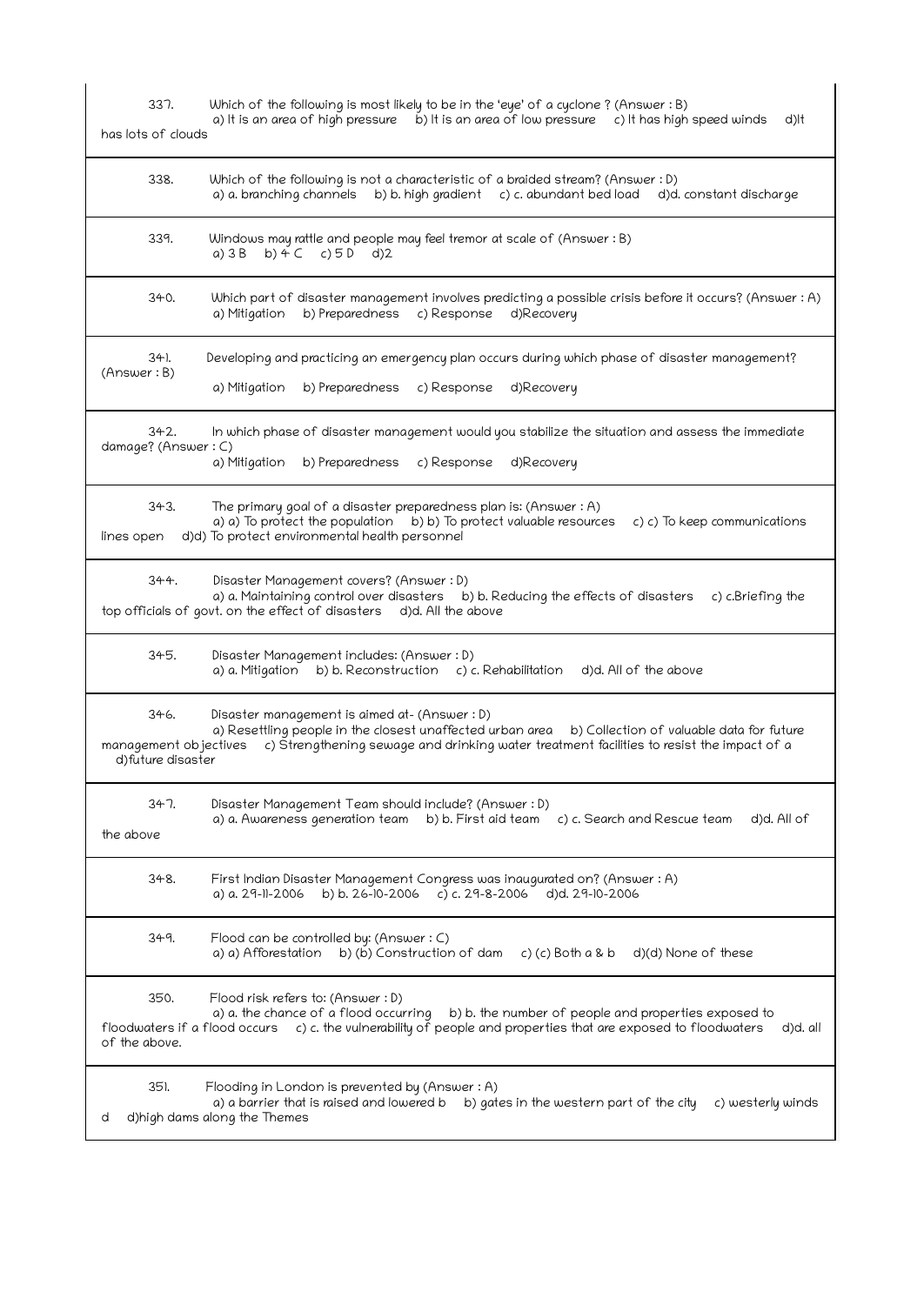337. Which of the following is most likely to be in the 'eye' of a cyclone ? (Answer : B)
a) It is an area of high pressure b) It is an area of low pressure c) It has high speed winds d)It has lots of clouds

338. Which of the following is not a characteristic of a braided stream? (Answer : D)
a) a. branching channels b) b. high gradient c) c. abundant bed load d)d. constant discharge

339. Windows may rattle and people may feel tremor at scale of (Answer : B)
a) 3 B b) 4 C c) 5 D d)2

340. Which part of disaster management involves predicting a possible crisis before it occurs? (Answer : A)
a) Mitigation b) Preparedness c) Response d)Recovery

341. Developing and practicing an emergency plan occurs during which phase of disaster management? (Answer : B)
a) Mitigation b) Preparedness c) Response d)Recovery

342. In which phase of disaster management would you stabilize the situation and assess the immediate damage? (Answer : C)
a) Mitigation b) Preparedness c) Response d)Recovery

343. The primary goal of a disaster preparedness plan is: (Answer : A)
a) a) To protect the population b) b) To protect valuable resources c) c) To keep communications lines open d)d) To protect environmental health personnel

344. Disaster Management covers? (Answer : D)
a) a. Maintaining control over disasters b) b. Reducing the effects of disasters c) c.Briefing the top officials of govt. on the effect of disasters d)d. All the above

345. Disaster Management includes: (Answer : D)
a) a. Mitigation b) b. Reconstruction c) c. Rehabilitation d)d. All of the above

346. Disaster management is aimed at- (Answer : D)
a) Resettling people in the closest unaffected urban area b) Collection of valuable data for future management objectives c) Strengthening sewage and drinking water treatment facilities to resist the impact of a d)future disaster

347. Disaster Management Team should include? (Answer : D)
a) a. Awareness generation team b) b. First aid team c) c. Search and Rescue team d)d. All of the above

348. First Indian Disaster Management Congress was inaugurated on? (Answer : A)
a) a. 29-11-2006 b) b. 26-10-2006 c) c. 29-8-2006 d)d. 29-10-2006

349. Flood can be controlled by: (Answer : C)
a) a) Afforestation b) (b) Construction of dam c) (c) Both a & b d)(d) None of these

350. Flood risk refers to: (Answer : D)
a) a. the chance of a flood occurring b) b. the number of people and properties exposed to floodwaters if a flood occurs c) c. the vulnerability of people and properties that are exposed to floodwaters d)d. all of the above.

351. Flooding in London is prevented by (Answer : A)
a) a barrier that is raised and lowered b b) gates in the western part of the city c) westerly winds d d)high dams along the Themes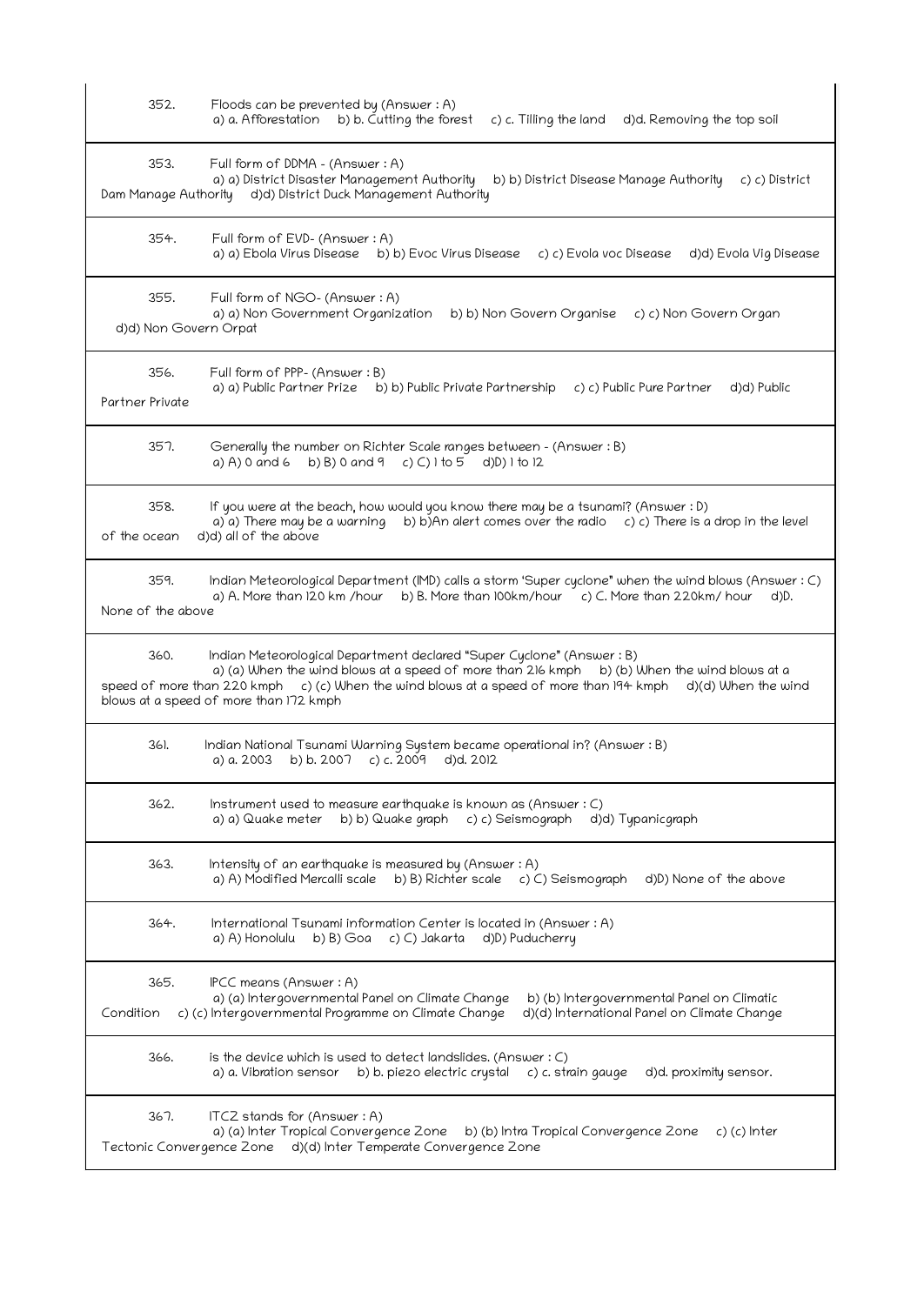352. Floods can be prevented by (Answer : A)
a) a. Afforestation b) b. Cutting the forest c) c. Tilling the land d)d. Removing the top soil

---

353. Full form of DDMA - (Answer : A)
a) a) District Disaster Management Authority b) b) District Disease Manage Authority c) c) District Dam Manage Authority d)d) District Duck Management Authority

---

354. Full form of EVD- (Answer : A)
a) a) Ebola Virus Disease b) b) Evoc Virus Disease c) c) Evola voc Disease d)d) Evola Vig Disease

---

355. Full form of NGO- (Answer : A)
a) a) Non Government Organization b) b) Non Govern Organise c) c) Non Govern Organ d)d) Non Govern Orpat

---

356. Full form of PPP- (Answer : B)
a) a) Public Partner Prize b) b) Public Private Partnership c) c) Public Pure Partner d)d) Public Partner Private

---

357. Generally the number on Richter Scale ranges between - (Answer : B)
a) A) 0 and 6 b) B) 0 and 9 c) C) 1 to 5 d)D) 1 to 12

---

358. If you were at the beach, how would you know there may be a tsunami? (Answer : D)
a) a) There may be a warning b) b)An alert comes over the radio c) c) There is a drop in the level of the ocean d)d) all of the above

---

359. Indian Meteorological Department (IMD) calls a storm 'Super cyclone" when the wind blows (Answer : C)
a) A. More than 120 km /hour b) B. More than 100km/hour c) C. More than 220km/ hour d)D. None of the above

---

360. Indian Meteorological Department declared "Super Cyclone" (Answer : B)
a) (a) When the wind blows at a speed of more than 216 kmph b) (b) When the wind blows at a speed of more than 220 kmph c) (c) When the wind blows at a speed of more than 194 kmph d)(d) When the wind blows at a speed of more than 172 kmph

---

361. Indian National Tsunami Warning System became operational in? (Answer : B)
a) a. 2003 b) b. 2007 c) c. 2009 d)d. 2012

---

362. Instrument used to measure earthquake is known as (Answer : C)
a) a) Quake meter b) b) Quake graph c) c) Seismograph d)d) Typanicgraph

---

363. Intensity of an earthquake is measured by (Answer : A)
a) A) Modified Mercalli scale b) B) Richter scale c) C) Seismograph d)D) None of the above

---

364. International Tsunami information Center is located in (Answer : A)
a) A) Honolulu b) B) Goa c) C) Jakarta d)D) Puducherry

---

365. IPCC means (Answer : A)
a) (a) Intergovernmental Panel on Climate Change b) (b) Intergovernmental Panel on Climatic Condition c) (c) Intergovernmental Programme on Climate Change d)(d) International Panel on Climate Change

---

366. is the device which is used to detect landslides. (Answer : C)
a) a. Vibration sensor b) b. piezo electric crystal c) c. strain gauge d)d. proximity sensor.

---

367. ITCZ stands for (Answer : A)
a) (a) Inter Tropical Convergence Zone b) (b) Intra Tropical Convergence Zone c) (c) Inter Tectonic Convergence Zone d)(d) Inter Temperate Convergence Zone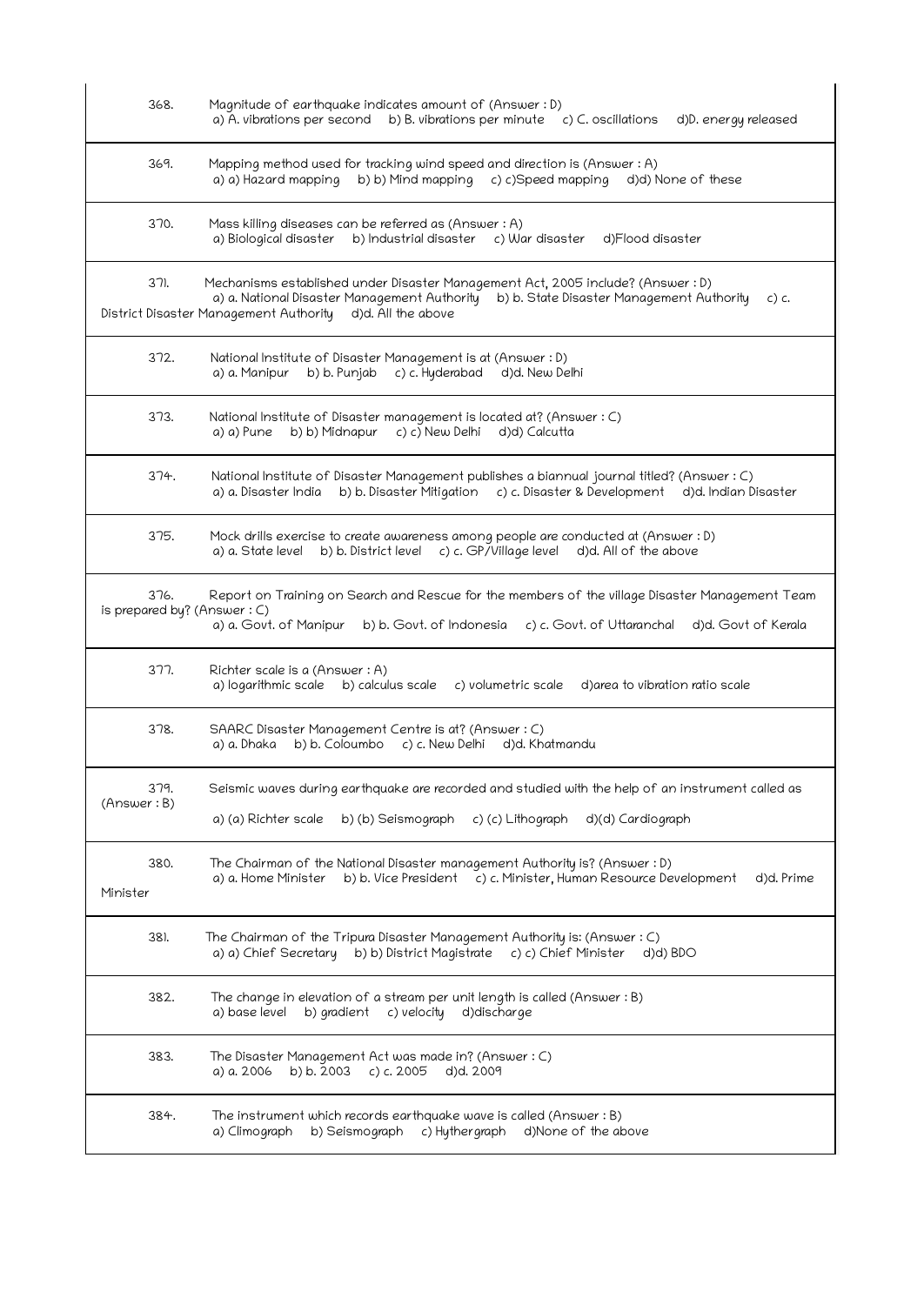368. Magnitude of earthquake indicates amount of (Answer : D)
a) A. vibrations per second b) B. vibrations per minute c) C. oscillations d)D. energy released

369. Mapping method used for tracking wind speed and direction is (Answer : A)
a) a) Hazard mapping b) b) Mind mapping c) c)Speed mapping d)d) None of these

370. Mass killing diseases can be referred as (Answer : A)
a) Biological disaster b) Industrial disaster c) War disaster d)Flood disaster

371. Mechanisms established under Disaster Management Act, 2005 include? (Answer : D)
a) a. National Disaster Management Authority b) b. State Disaster Management Authority c) c. District Disaster Management Authority d)d. All the above

372. National Institute of Disaster Management is at (Answer : D)
a) a. Manipur b) b. Punjab c) c. Hyderabad d)d. New Delhi

373. National Institute of Disaster management is located at? (Answer : C)
a) a) Pune b) b) Midnapur c) c) New Delhi d)d) Calcutta

374. National Institute of Disaster Management publishes a biannual journal titled? (Answer : C)
a) a. Disaster India b) b. Disaster Mitigation c) c. Disaster & Development d)d. Indian Disaster

375. Mock drills exercise to create awareness among people are conducted at (Answer : D)
a) a. State level b) b. District level c) c. GP/Village level d)d. All of the above

376. Report on Training on Search and Rescue for the members of the village Disaster Management Team is prepared by? (Answer : C)
a) a. Govt. of Manipur b) b. Govt. of Indonesia c) c. Govt. of Uttaranchal d)d. Govt of Kerala

377. Richter scale is a (Answer : A)
a) logarithmic scale b) calculus scale c) volumetric scale d)area to vibration ratio scale

378. SAARC Disaster Management Centre is at? (Answer : C)
a) a. Dhaka b) b. Coloumbo c) c. New Delhi d)d. Khatmandu

379. Seismic waves during earthquake are recorded and studied with the help of an instrument called as (Answer : B)
a) (a) Richter scale b) (b) Seismograph c) (c) Lithograph d)(d) Cardiograph

380. The Chairman of the National Disaster management Authority is? (Answer : D)
a) a. Home Minister b) b. Vice President c) c. Minister, Human Resource Development d)d. Prime Minister

381. The Chairman of the Tripura Disaster Management Authority is: (Answer : C)
a) a) Chief Secretary b) b) District Magistrate c) c) Chief Minister d)d) BDO

382. The change in elevation of a stream per unit length is called (Answer : B)
a) base level b) gradient c) velocity d)discharge

383. The Disaster Management Act was made in? (Answer : C)
a) a. 2006 b) b. 2003 c) c. 2005 d)d. 2009

384. The instrument which records earthquake wave is called (Answer : B)
a) Climograph b) Seismograph c) Hythergraph d)None of the above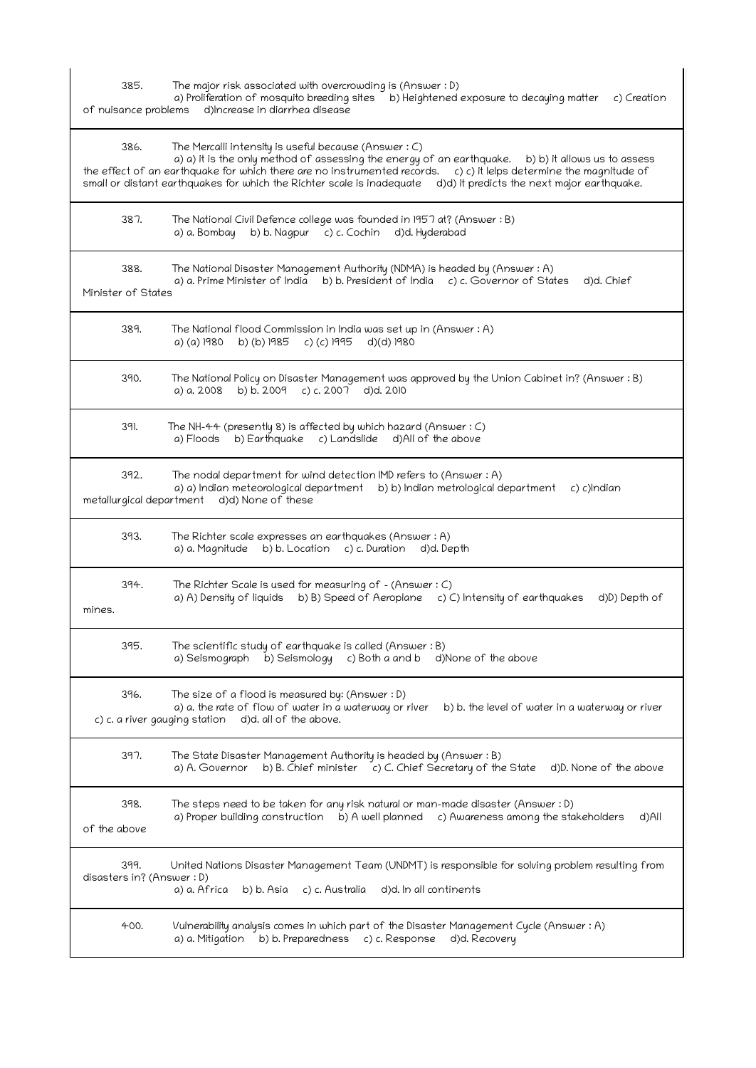385. The major risk associated with overcrowding is (Answer : D)
a) Proliferation of mosquito breeding sites b) Heightened exposure to decaying matter c) Creation of nuisance problems d)Increase in diarrhea disease

386. The Mercalli intensity is useful because (Answer : C)
a) a) it is the only method of assessing the energy of an earthquake. b) b) it allows us to assess the effect of an earthquake for which there are no instrumented records. c) c) it lelps determine the magnitude of small or distant earthquakes for which the Richter scale is inadequate d)d) it predicts the next major earthquake.

387. The National Civil Defence college was founded in 1957 at? (Answer : B)
a) a. Bombay b) b. Nagpur c) c. Cochin d)d. Hyderabad

388. The National Disaster Management Authority (NDMA) is headed by (Answer : A)
a) a. Prime Minister of India b) b. President of India c) c. Governor of States d)d. Chief Minister of States

389. The National flood Commission in India was set up in (Answer : A)
a) (a) 1980 b) (b) 1985 c) (c) 1995 d)(d) 1980

390. The National Policy on Disaster Management was approved by the Union Cabinet in? (Answer : B)
a) a. 2008 b) b. 2009 c) c. 2007 d)d. 2010

391. The NH-44 (presently 8) is affected by which hazard (Answer : C)
a) Floods b) Earthquake c) Landslide d)All of the above

392. The nodal department for wind detection IMD refers to (Answer : A)
a) a) Indian meteorological department b) b) Indian metrological department c) c)Indian metallurgical department d)d) None of these

393. The Richter scale expresses an earthquakes (Answer : A)
a) a. Magnitude b) b. Location c) c. Duration d)d. Depth

394. The Richter Scale is used for measuring of - (Answer : C)
a) A) Density of liquids b) B) Speed of Aeroplane c) C) Intensity of earthquakes d)D) Depth of mines.

395. The scientific study of earthquake is called (Answer : B)
a) Seismograph b) Seismology c) Both a and b d)None of the above

396. The size of a flood is measured by: (Answer : D)
a) a. the rate of flow of water in a waterway or river b) b. the level of water in a waterway or river c) c. a river gauging station d)d. all of the above.

397. The State Disaster Management Authority is headed by (Answer : B)
a) A. Governor b) B. Chief minister c) C. Chief Secretary of the State d)D. None of the above

398. The steps need to be taken for any risk natural or man-made disaster (Answer : D)
a) Proper building construction b) A well planned c) Awareness among the stakeholders d)All of the above

399. United Nations Disaster Management Team (UNDMT) is responsible for solving problem resulting from disasters in? (Answer : D)
a) a. Africa b) b. Asia c) c. Australia d)d. In all continents

400. Vulnerability analysis comes in which part of the Disaster Management Cycle (Answer : A)
a) a. Mitigation b) b. Preparedness c) c. Response d)d. Recovery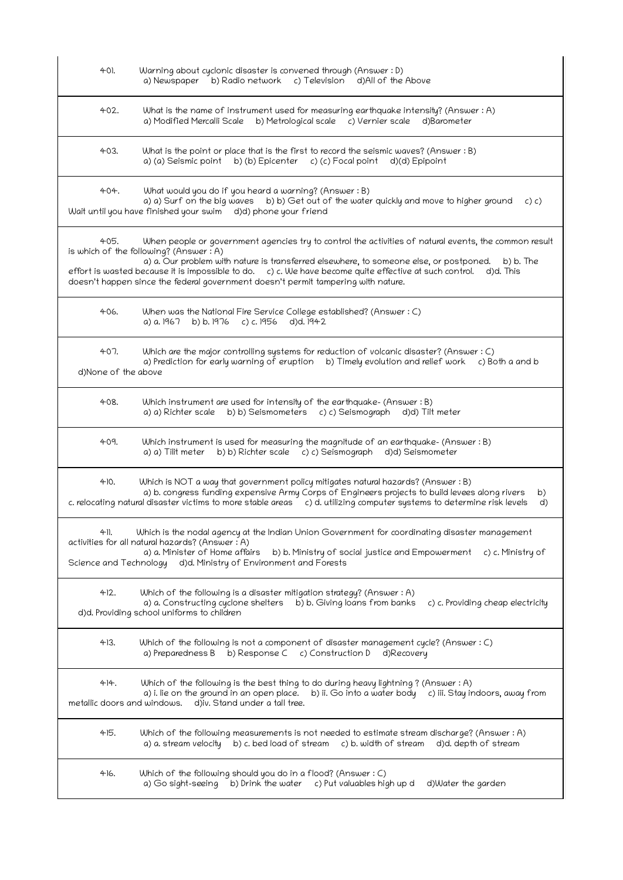401. Warning about cyclonic disaster is convened through (Answer : D)
a) Newspaper b) Radio network c) Television d)All of the Above

402. What is the name of instrument used for measuring earthquake intensity? (Answer : A)
a) Modified Mercalli Scale b) Metrological scale c) Vernier scale d)Barometer

403. What is the point or place that is the first to record the seismic waves? (Answer : B)
a) (a) Seismic point b) (b) Epicenter c) (c) Focal point d)(d) Epipoint

404. What would you do if you heard a warning? (Answer : B)
a) a) Surf on the big waves b) b) Get out of the water quickly and move to higher ground c) c) Wait until you have finished your swim d)d) phone your friend

405. When people or government agencies try to control the activities of natural events, the common result is which of the following? (Answer : A)
a) a. Our problem with nature is transferred elsewhere, to someone else, or postponed. b) b. The effort is wasted because it is impossible to do. c) c. We have become quite effective at such control. d)d. This doesn't happen since the federal government doesn't permit tampering with nature.

406. When was the National Fire Service College established? (Answer : C)
a) a. 1967 b) b. 1976 c) c. 1956 d)d. 1942

407. Which are the major controlling systems for reduction of volcanic disaster? (Answer : C)
a) Prediction for early warning of eruption b) Timely evolution and relief work c) Both a and b d)None of the above

408. Which instrument are used for intensity of the earthquake- (Answer : B)
a) a) Richter scale b) b) Seismometers c) c) Seismograph d)d) Tilt meter

409. Which instrument is used for measuring the magnitude of an earthquake- (Answer : B)
a) a) Tilit meter b) b) Richter scale c) c) Seismograph d)d) Seismometer

410. Which is NOT a way that government policy mitigates natural hazards? (Answer : B)
a) b. congress funding expensive Army Corps of Engineers projects to build levees along rivers b) c. relocating natural disaster victims to more stable areas c) d. utilizing computer systems to determine risk levels d)

411. Which is the nodal agency at the Indian Union Government for coordinating disaster management activities for all natural hazards? (Answer : A)
a) a. Minister of Home affairs b) b. Ministry of social justice and Empowerment c) c. Ministry of Science and Technology d)d. Ministry of Environment and Forests

412. Which of the following is a disaster mitigation strategy? (Answer : A)
a) a. Constructing cyclone shelters b) b. Giving loans from banks c) c. Providing cheap electricity d)d. Providing school uniforms to children

413. Which of the following is not a component of disaster management cycle? (Answer : C)
a) Preparedness B b) Response C c) Construction D d)Recovery

414. Which of the following is the best thing to do during heavy lightning ? (Answer : A)
a) i. lie on the ground in an open place. b) ii. Go into a water body c) iii. Stay indoors, away from metallic doors and windows. d)iv. Stand under a tall tree.

415. Which of the following measurements is not needed to estimate stream discharge? (Answer : A)
a) a. stream velocity b) c. bed load of stream c) b. width of stream d)d. depth of stream

416. Which of the following should you do in a flood? (Answer : C)
a) Go sight-seeing b) Drink the water c) Put valuables high up d d)Water the garden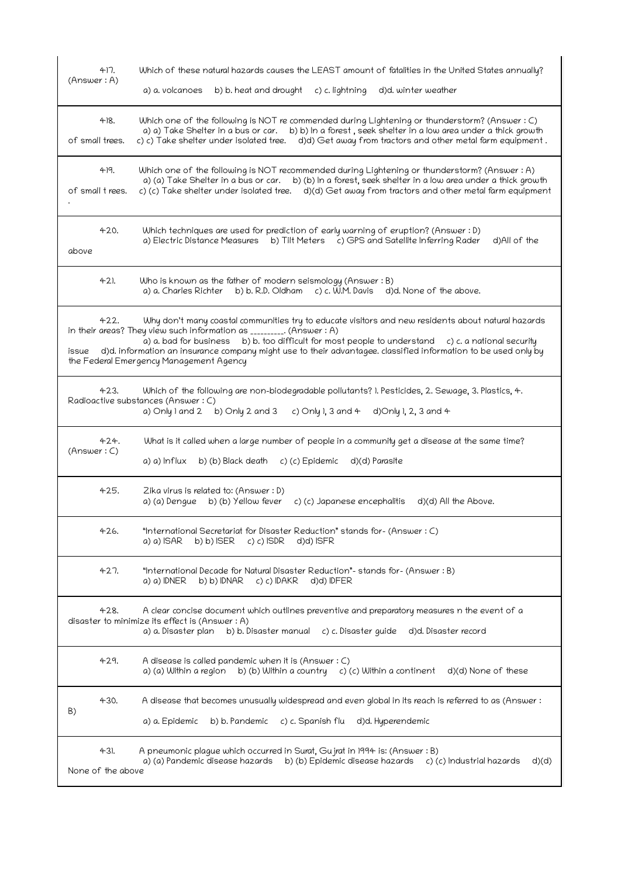417. Which of these natural hazards causes the LEAST amount of fatalities in the United States annually? (Answer : A)

a) a. volcanoes b) b. heat and drought c) c. lightning d)d. winter weather

418. Which one of the following is NOT re commended during Lightening or thunderstorm? (Answer : C)
a) a) Take Shelter in a bus or car. b) b) In a forest , seek shelter in a low area under a thick growth of small trees. c) c) Take shelter under isolated tree. d)d) Get away from tractors and other metal farm equipment .

419. Which one of the following is NOT recommended during Lightening or thunderstorm? (Answer : A)
a) (a) Take Shelter in a bus or car. b) (b) In a forest, seek shelter in a low area under a thick growth of small t rees. c) (c) Take shelter under isolated tree. d)(d) Get away from tractors and other metal farm equipment .

420. Which techniques are used for prediction of early warning of eruption? (Answer : D)
a) Electric Distance Measures b) Tilt Meters c) GPS and Satellite Inferring Rader d)All of the above

421. Who is known as the father of modern seismology (Answer : B)
a) a. Charles Richter b) b. R.D. Oldham c) c. W.M. Davis d)d. None of the above.

422. Why don't many coastal communities try to educate visitors and new residents about natural hazards in their areas? They view such information as _________. (Answer : A)
a) a. bad for business b) b. too difficult for most people to understand c) c. a national security issue d)d. information an insurance company might use to their advantagee. classified information to be used only by the Federal Emergency Management Agency

423. Which of the following are non-biodegradable pollutants? 1. Pesticides, 2. Sewage, 3. Plastics, 4. Radioactive substances (Answer : C)
a) Only 1 and 2 b) Only 2 and 3 c) Only 1, 3 and 4 d)Only 1, 2, 3 and 4

424. What is it called when a large number of people in a community get a disease at the same time? (Answer : C)
a) a) Influx b) (b) Black death c) (c) Epidemic d)(d) Parasite

425. Zika virus is related to: (Answer : D)
a) (a) Dengue b) (b) Yellow fever c) (c) Japanese encephalitis d)(d) All the Above.

426. "International Secretariat for Disaster Reduction" stands for- (Answer : C)
a) a) ISAR b) b) ISER c) c) ISDR d)d) ISFR

427. "International Decade for Natural Disaster Reduction"- stands for- (Answer : B)
a) a) IDNER b) b) IDNAR c) c) IDAKR d)d) IDFER

428. A clear concise document which outlines preventive and preparatory measures n the event of a disaster to minimize its effect is (Answer : A)
a) a. Disaster plan b) b. Disaster manual c) c. Disaster guide d)d. Disaster record

429. A disease is called pandemic when it is (Answer : C)
a) (a) Within a region b) (b) Within a country c) (c) Within a continent d)(d) None of these

430. A disease that becomes unusually widespread and even global in its reach is referred to as (Answer : B)
a) a. Epidemic b) b. Pandemic c) c. Spanish flu d)d. Hyperendemic

431. A pneumonic plague which occurred in Surat, Gu jrat in 1994 is: (Answer : B)
a) (a) Pandemic disease hazards b) (b) Epidemic disease hazards c) (c) Industrial hazards d)(d) None of the above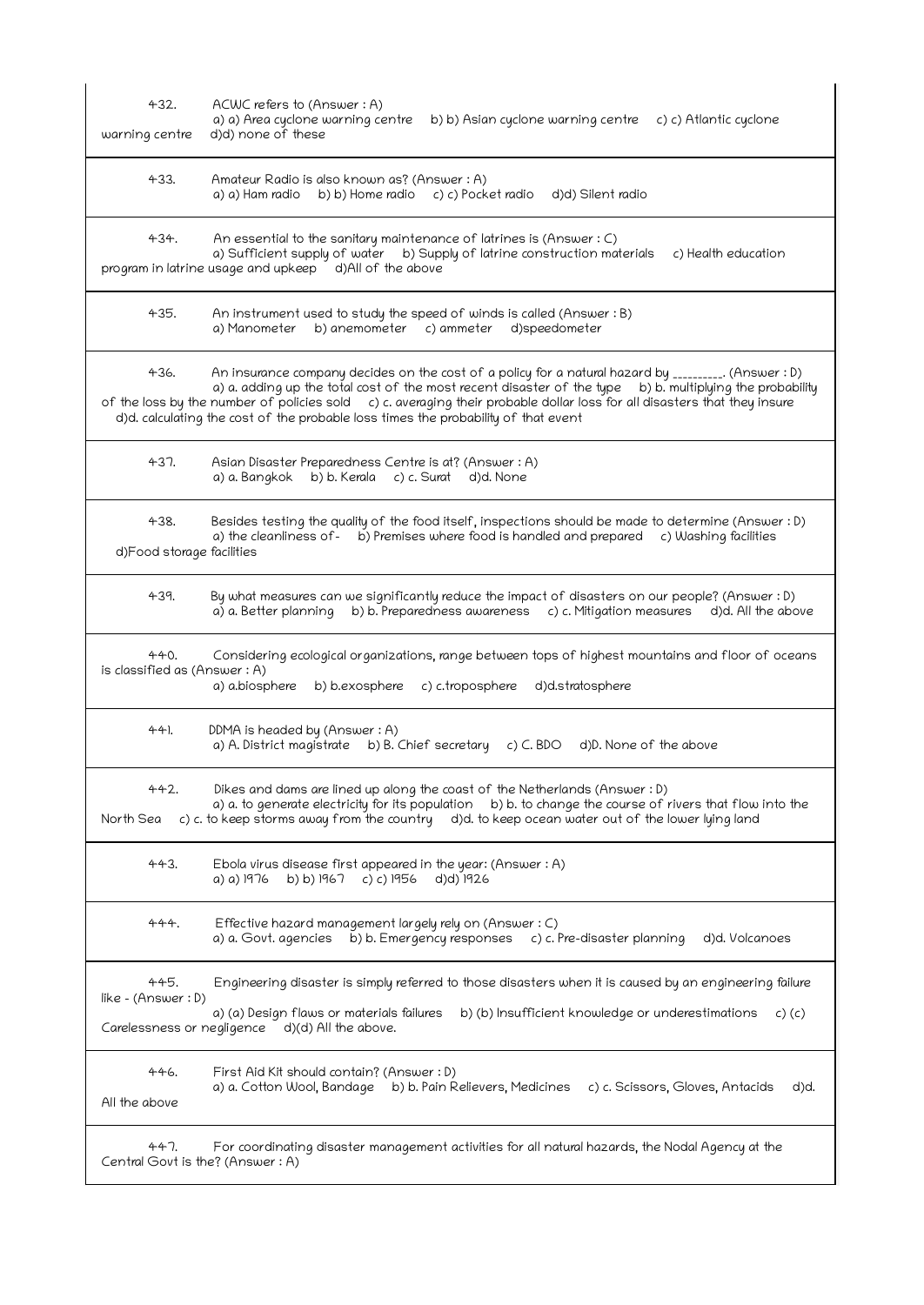432. ACWC refers to (Answer : A)
a) a) Area cyclone warning centre b) b) Asian cyclone warning centre c) c) Atlantic cyclone warning centre d)d) none of these

433. Amateur Radio is also known as? (Answer : A)
a) a) Ham radio b) b) Home radio c) c) Pocket radio d)d) Silent radio

434. An essential to the sanitary maintenance of latrines is (Answer : C)
a) Sufficient supply of water b) Supply of latrine construction materials c) Health education program in latrine usage and upkeep d)All of the above

435. An instrument used to study the speed of winds is called (Answer : B)
a) Manometer b) anemometer c) ammeter d)speedometer

436. An insurance company decides on the cost of a policy for a natural hazard by _________. (Answer : D)
a) a. adding up the total cost of the most recent disaster of the type b) b. multiplying the probability of the loss by the number of policies sold c) c. averaging their probable dollar loss for all disasters that they insure d)d. calculating the cost of the probable loss times the probability of that event

437. Asian Disaster Preparedness Centre is at? (Answer : A)
a) a. Bangkok b) b. Kerala c) c. Surat d)d. None

438. Besides testing the quality of the food itself, inspections should be made to determine (Answer : D)
a) the cleanliness of - b) Premises where food is handled and prepared c) Washing facilities d)Food storage facilities

439. By what measures can we significantly reduce the impact of disasters on our people? (Answer : D)
a) a. Better planning b) b. Preparedness awareness c) c. Mitigation measures d)d. All the above

440. Considering ecological organizations, range between tops of highest mountains and floor of oceans is classified as (Answer : A)
a) a.biosphere b) b.exosphere c) c.troposphere d)d.stratosphere

441. DDMA is headed by (Answer : A)
a) A. District magistrate b) B. Chief secretary c) C. BDO d)D. None of the above

442. Dikes and dams are lined up along the coast of the Netherlands (Answer : D)
a) a. to generate electricity for its population b) b. to change the course of rivers that flow into the North Sea c) c. to keep storms away from the country d)d. to keep ocean water out of the lower lying land

443. Ebola virus disease first appeared in the year: (Answer : A)
a) a) 1976 b) b) 1967 c) c) 1956 d)d) 1926

444. Effective hazard management largely rely on (Answer : C)
a) a. Govt. agencies b) b. Emergency responses c) c. Pre-disaster planning d)d. Volcanoes

445. Engineering disaster is simply referred to those disasters when it is caused by an engineering failure like - (Answer : D)
a) (a) Design flaws or materials failures b) (b) Insufficient knowledge or underestimations c) (c) Carelessness or negligence d)(d) All the above.

446. First Aid Kit should contain? (Answer : D)
a) a. Cotton Wool, Bandage b) b. Pain Relievers, Medicines c) c. Scissors, Gloves, Antacids d)d. All the above

447. For coordinating disaster management activities for all natural hazards, the Nodal Agency at the Central Govt is the? (Answer : A)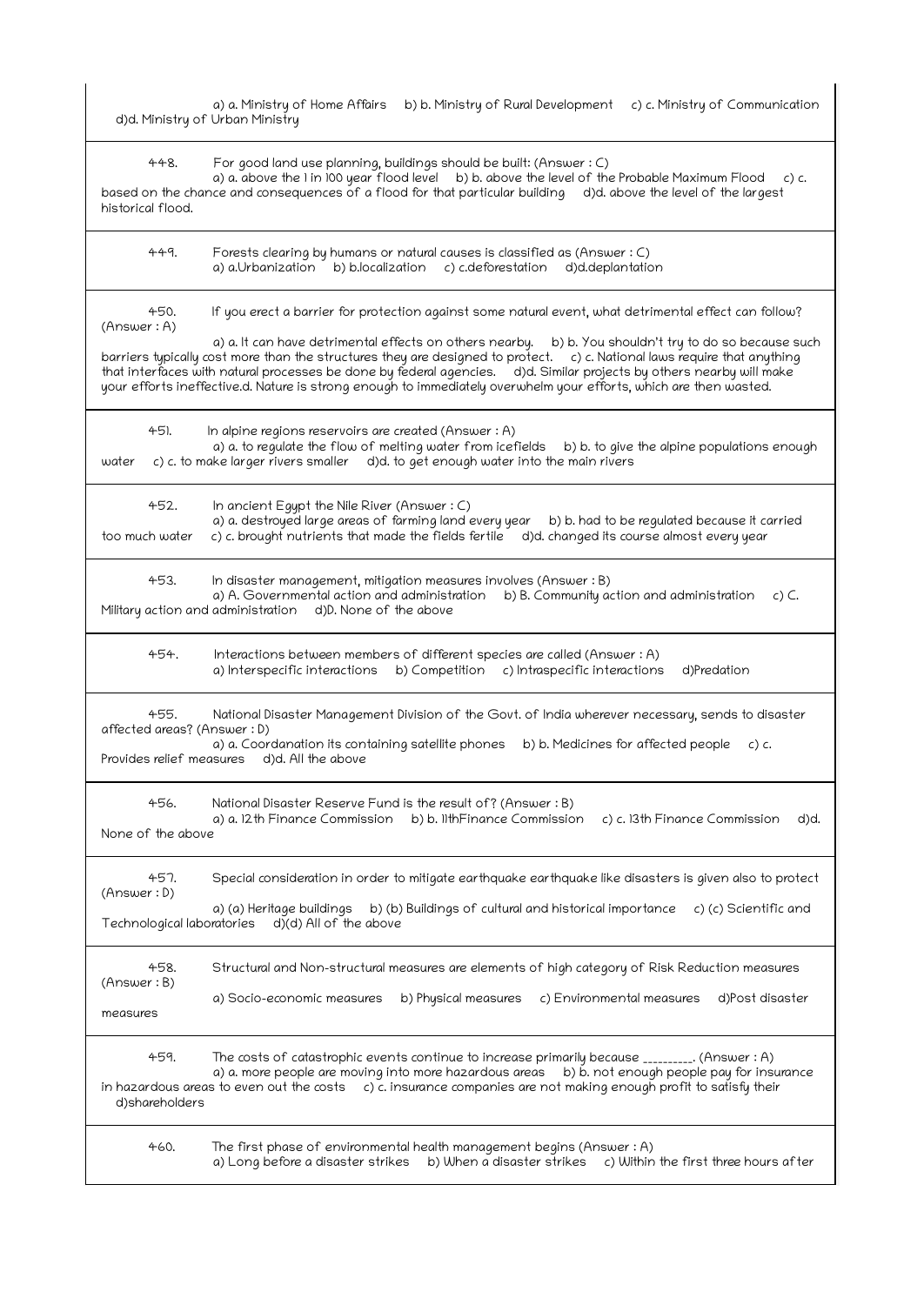a) a. Ministry of Home Affairs b) b. Ministry of Rural Development c) c. Ministry of Communication d)d. Ministry of Urban Ministry

448. For good land use planning, buildings should be built: (Answer : C)
a) a. above the 1 in 100 year flood level b) b. above the level of the Probable Maximum Flood c) c. based on the chance and consequences of a flood for that particular building d)d. above the level of the largest historical flood.

449. Forests clearing by humans or natural causes is classified as (Answer : C)
a) a.Urbanization b) b.localization c) c.deforestation d)d.deplantation

450. If you erect a barrier for protection against some natural event, what detrimental effect can follow? (Answer : A)
a) a. It can have detrimental effects on others nearby. b) b. You shouldn't try to do so because such barriers typically cost more than the structures they are designed to protect. c) c. National laws require that anything that interfaces with natural processes be done by federal agencies. d)d. Similar projects by others nearby will make your efforts ineffective.d. Nature is strong enough to immediately overwhelm your efforts, which are then wasted.

451. In alpine regions reservoirs are created (Answer : A)
a) a. to regulate the flow of melting water from icefields b) b. to give the alpine populations enough water c) c. to make larger rivers smaller d)d. to get enough water into the main rivers

452. In ancient Egypt the Nile River (Answer : C)
a) a. destroyed large areas of farming land every year b) b. had to be regulated because it carried too much water c) c. brought nutrients that made the fields fertile d)d. changed its course almost every year

453. In disaster management, mitigation measures involves (Answer : B)
a) A. Governmental action and administration b) B. Community action and administration c) C. Military action and administration d)D. None of the above

454. Interactions between members of different species are called (Answer : A)
a) Interspecific interactions b) Competition c) Intraspecific interactions d)Predation

455. National Disaster Management Division of the Govt. of India wherever necessary, sends to disaster affected areas? (Answer : D)
a) a. Coordanation its containing satellite phones b) b. Medicines for affected people c) c. Provides relief measures d)d. All the above

456. National Disaster Reserve Fund is the result of? (Answer : B)
a) a. 12th Finance Commission b) b. 11thFinance Commission c) c. 13th Finance Commission d)d. None of the above

457. Special consideration in order to mitigate earthquake earthquake like disasters is given also to protect (Answer : D)
a) (a) Heritage buildings b) (b) Buildings of cultural and historical importance c) (c) Scientific and Technological laboratories d)(d) All of the above

458. Structural and Non-structural measures are elements of high category of Risk Reduction measures (Answer : B)
a) Socio-economic measures b) Physical measures c) Environmental measures d)Post disaster measures

459. The costs of catastrophic events continue to increase primarily because _________. (Answer : A)
a) a. more people are moving into more hazardous areas b) b. not enough people pay for insurance in hazardous areas to even out the costs c) c. insurance companies are not making enough profit to satisfy their d)shareholders

460. The first phase of environmental health management begins (Answer : A)
a) Long before a disaster strikes b) When a disaster strikes c) Within the first three hours after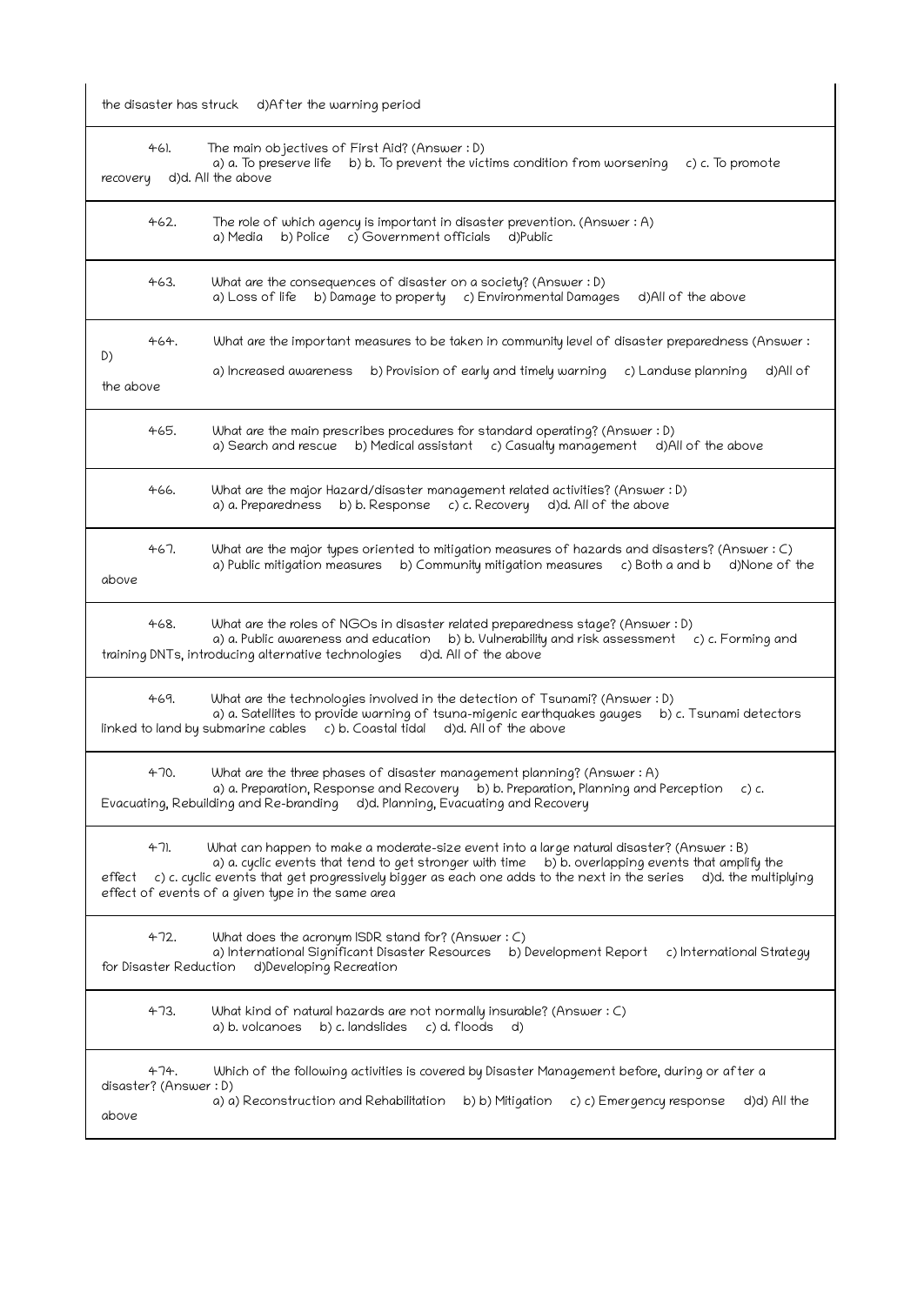the disaster has struck d)After the warning period

461. The main objectives of First Aid? (Answer : D)
a) a. To preserve life b) b. To prevent the victims condition from worsening c) c. To promote recovery d)d. All the above

462. The role of which agency is important in disaster prevention. (Answer : A)
a) Media b) Police c) Government officials d)Public

463. What are the consequences of disaster on a society? (Answer : D)
a) Loss of life b) Damage to property c) Environmental Damages d)All of the above

464. What are the important measures to be taken in community level of disaster preparedness (Answer : D)
a) Increased awareness b) Provision of early and timely warning c) Landuse planning d)All of the above

465. What are the main prescribes procedures for standard operating? (Answer : D)
a) Search and rescue b) Medical assistant c) Casualty management d)All of the above

466. What are the major Hazard/disaster management related activities? (Answer : D)
a) a. Preparedness b) b. Response c) c. Recovery d)d. All of the above

467. What are the major types oriented to mitigation measures of hazards and disasters? (Answer : C)
a) Public mitigation measures b) Community mitigation measures c) Both a and b d)None of the above

468. What are the roles of NGOs in disaster related preparedness stage? (Answer : D)
a) a. Public awareness and education b) b. Vulnerability and risk assessment c) c. Forming and training DNTs, introducing alternative technologies d)d. All of the above

469. What are the technologies involved in the detection of Tsunami? (Answer : D)
a) a. Satellites to provide warning of tsuna-migenic earthquakes gauges b) c. Tsunami detectors linked to land by submarine cables c) b. Coastal tidal d)d. All of the above

470. What are the three phases of disaster management planning? (Answer : A)
a) a. Preparation, Response and Recovery b) b. Preparation, Planning and Perception c) c. Evacuating, Rebuilding and Re-branding d)d. Planning, Evacuating and Recovery

471. What can happen to make a moderate-size event into a large natural disaster? (Answer : B)
a) a. cyclic events that tend to get stronger with time b) b. overlapping events that amplify the effect c) c. cyclic events that get progressively bigger as each one adds to the next in the series d)d. the multiplying effect of events of a given type in the same area

472. What does the acronym ISDR stand for? (Answer : C)
a) International Significant Disaster Resources b) Development Report c) International Strategy for Disaster Reduction d)Developing Recreation

473. What kind of natural hazards are not normally insurable? (Answer : C)
a) b. volcanoes b) c. landslides c) d. floods d)

474. Which of the following activities is covered by Disaster Management before, during or after a disaster? (Answer : D)
a) a) Reconstruction and Rehabilitation b) b) Mitigation c) c) Emergency response d)d) All the above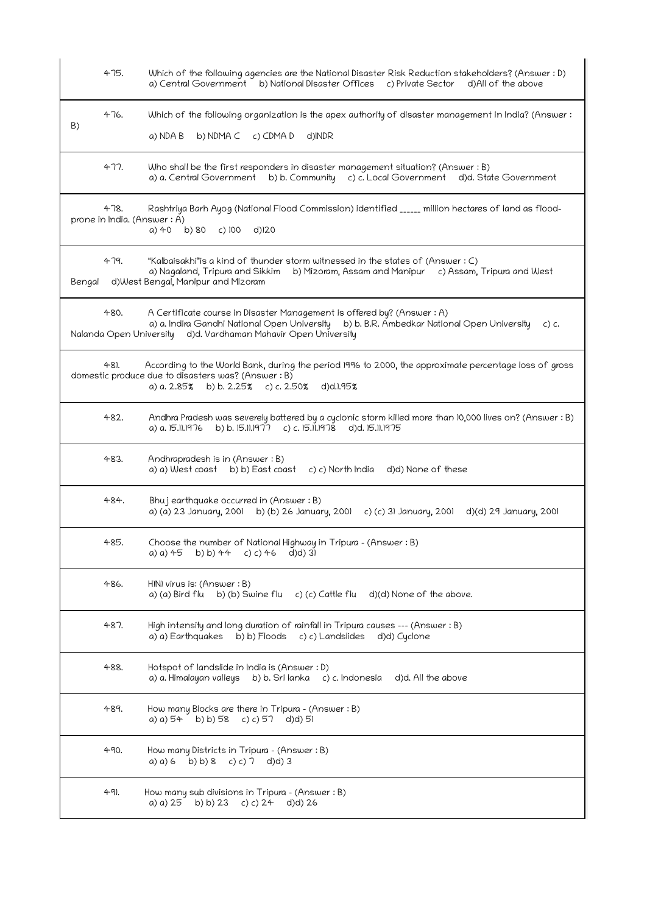475. Which of the following agencies are the National Disaster Risk Reduction stakeholders? (Answer : D)
a) Central Government b) National Disaster Offices c) Private Sector d)All of the above

476. Which of the following organization is the apex authority of disaster management in India? (Answer : B)
a) NDA B b) NDMA C c) CDMA D d)INDR

477. Who shall be the first responders in disaster management situation? (Answer : B)
a) a. Central Government b) b. Community c) c. Local Government d)d. State Government

478. Rashtriya Barh Ayog (National Flood Commission) identified ______ million hectares of land as flood-prone in India. (Answer : A)
a) 40 b) 80 c) 100 d)120

479. "Kalbaisakhi"is a kind of thunder storm witnessed in the states of (Answer : C)
a) Nagaland, Tripura and Sikkim b) Mizoram, Assam and Manipur c) Assam, Tripura and West Bengal d)West Bengal, Manipur and Mizoram

480. A Certificate course in Disaster Management is offered by? (Answer : A)
a) a. Indira Gandhi National Open University b) b. B.R. Ambedkar National Open University c) c. Nalanda Open University d)d. Vardhaman Mahavir Open University

481. According to the World Bank, during the period 1996 to 2000, the approximate percentage loss of gross domestic produce due to disasters was? (Answer : B)
a) a. 2.85% b) b. 2.25% c) c. 2.50% d)d.1.95%

482. Andhra Pradesh was severely battered by a cyclonic storm killed more than 10,000 lives on? (Answer : B)
a) a. 15.11.1976 b) b. 15.11.1977 c) c. 15.11.1978 d)d. 15.11.1975

483. Andhrapradesh is in (Answer : B)
a) a) West coast b) b) East coast c) c) North India d)d) None of these

484. Bhuj earthquake occurred in (Answer : B)
a) (a) 23 January, 2001 b) (b) 26 January, 2001 c) (c) 31 January, 2001 d)(d) 29 January, 2001

485. Choose the number of National Highway in Tripura - (Answer : B)
a) a) 45 b) b) 44 c) c) 46 d)d) 31

486. H1N1 virus is: (Answer : B)
a) (a) Bird flu b) (b) Swine flu c) (c) Cattle flu d)(d) None of the above.

487. High intensity and long duration of rainfall in Tripura causes --- (Answer : B)
a) a) Earthquakes b) b) Floods c) c) Landslides d)d) Cyclone

488. Hotspot of landslide in India is (Answer : D)
a) a. Himalayan valleys b) b. Sri lanka c) c. Indonesia d)d. All the above

489. How many Blocks are there in Tripura - (Answer : B)
a) a) 54 b) b) 58 c) c) 57 d)d) 51

490. How many Districts in Tripura - (Answer : B)
a) a) 6 b) b) 8 c) c) 7 d)d) 3

491. How many sub divisions in Tripura - (Answer : B)
a) a) 25 b) b) 23 c) c) 24 d)d) 26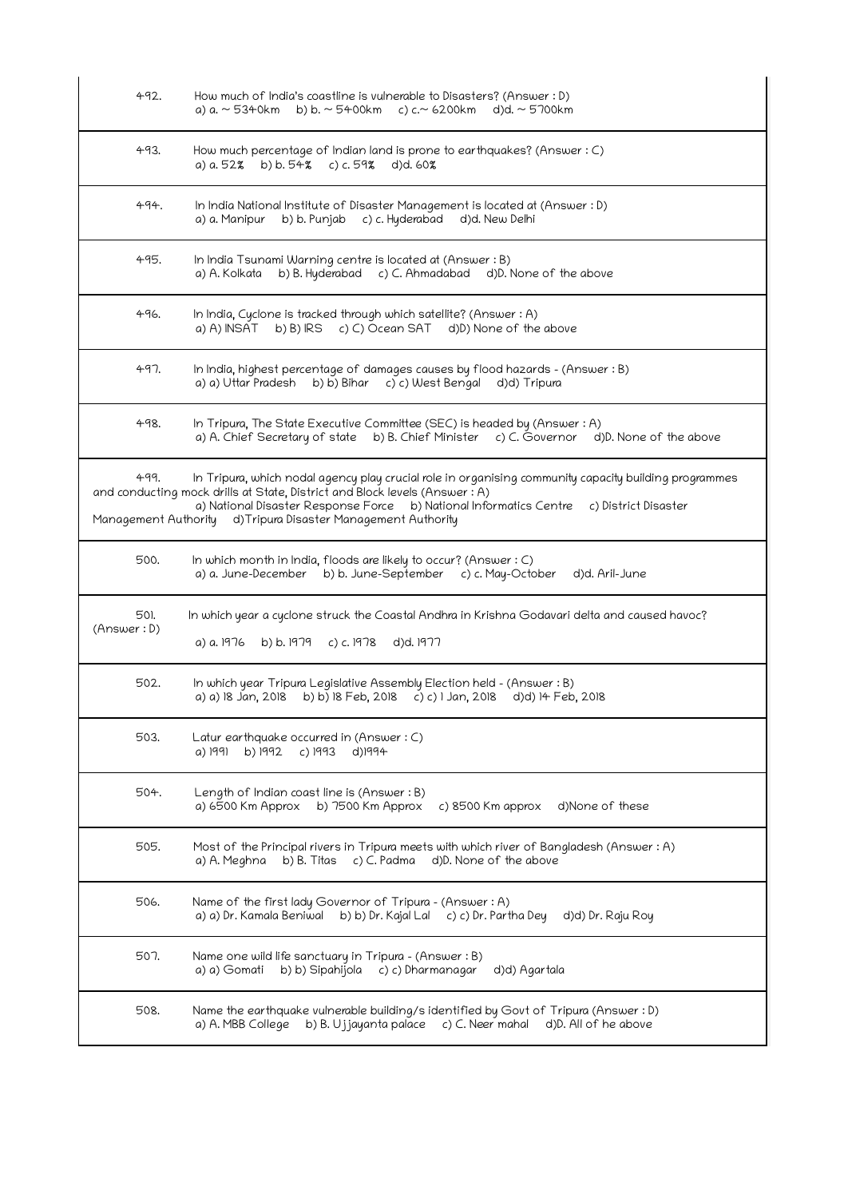492. How much of India's coastline is vulnerable to Disasters? (Answer : D)
a) a. ~ 5340km b) b. ~ 5400km c) c.~ 6200km d)d. ~ 5700km

493. How much percentage of Indian land is prone to earthquakes? (Answer : C)
a) a. 52% b) b. 54% c) c. 59% d)d. 60%

494. In India National Institute of Disaster Management is located at (Answer : D)
a) a. Manipur b) b. Punjab c) c. Hyderabad d)d. New Delhi

495. In India Tsunami Warning centre is located at (Answer : B)
a) A. Kolkata b) B. Hyderabad c) C. Ahmadabad d)D. None of the above

496. In India, Cyclone is tracked through which satellite? (Answer : A)
a) A) INSAT b) B) IRS c) C) Ocean SAT d)D) None of the above

497. In India, highest percentage of damages causes by flood hazards - (Answer : B)
a) a) Uttar Pradesh b) b) Bihar c) c) West Bengal d)d) Tripura

498. In Tripura, The State Executive Committee (SEC) is headed by (Answer : A)
a) A. Chief Secretary of state b) B. Chief Minister c) C. Governor d)D. None of the above

499. In Tripura, which nodal agency play crucial role in organising community capacity building programmes and conducting mock drills at State, District and Block levels (Answer : A)
a) National Disaster Response Force b) National Informatics Centre c) District Disaster Management Authority d)Tripura Disaster Management Authority

500. In which month in India, floods are likely to occur? (Answer : C)
a) a. June-December b) b. June-September c) c. May-October d)d. Aril-June

501. In which year a cyclone struck the Coastal Andhra in Krishna Godavari delta and caused havoc? (Answer : D)
a) a. 1976 b) b. 1979 c) c. 1978 d)d. 1977

502. In which year Tripura Legislative Assembly Election held - (Answer : B)
a) a) 18 Jan, 2018 b) b) 18 Feb, 2018 c) c) 1 Jan, 2018 d)d) 14 Feb, 2018

503. Latur earthquake occurred in (Answer : C)
a) 1991 b) 1992 c) 1993 d)1994

504. Length of Indian coast line is (Answer : B)
a) 6500 Km Approx b) 7500 Km Approx c) 8500 Km approx d)None of these

505. Most of the Principal rivers in Tripura meets with which river of Bangladesh (Answer : A)
a) A. Meghna b) B. Titas c) C. Padma d)D. None of the above

506. Name of the first lady Governor of Tripura - (Answer : A)
a) a) Dr. Kamala Beniwal b) b) Dr. Kajal Lal c) c) Dr. Partha Dey d)d) Dr. Raju Roy

507. Name one wild life sanctuary in Tripura - (Answer : B)
a) a) Gomati b) b) Sipahijola c) c) Dharmanagar d)d) Agartala

508. Name the earthquake vulnerable building/s identified by Govt of Tripura (Answer : D)
a) A. MBB College b) B. Ujjayanta palace c) C. Neer mahal d)D. All of he above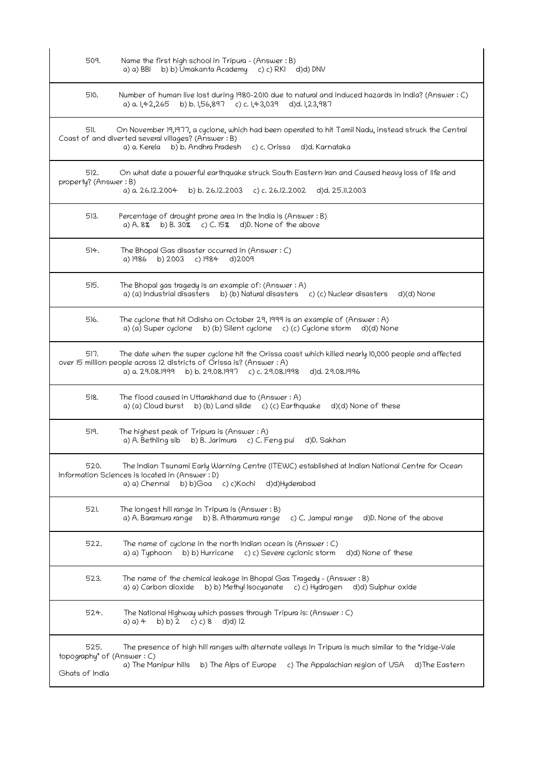509. Name the first high school in Tripura - (Answer : B)
a) a) BBI b) b) Umakanta Academy c) c) RKI d)d) DNV

510. Number of human live lost during 1980-2010 due to natural and induced hazards in India? (Answer : C)
a) a. 1,42,265 b) b. 1,56,897 c) c. 1,43,039 d)d. 1,23,987

511. On November 19,1977, a cyclone, which had been operated to hit Tamil Nadu, instead struck the Central Coast of and diverted several villages? (Answer : B)
a) a. Kerela b) b. Andhra Pradesh c) c. Orissa d)d. Karnataka

512. On what date a powerful earthquake struck South Eastern Iran and Caused heavy loss of life and property? (Answer : B)
a) a. 26.12.2004 b) b. 26.12.2003 c) c. 26.12.2002 d)d. 25.11.2003

513. Percentage of drought prone area in the India is (Answer : B)
a) A. 8% b) B. 30% c) C. 15% d)D. None of the above

514. The Bhopal Gas disaster occurred in (Answer : C)
a) 1986 b) 2003 c) 1984 d)2009

515. The Bhopal gas tragedy is an example of: (Answer : A)
a) (a) Industrial disasters b) (b) Natural disasters c) (c) Nuclear disasters d)(d) None

516. The cyclone that hit Odisha on October 29, 1999 is an example of (Answer : A)
a) (a) Super cyclone b) (b) Silent cyclone c) (c) Cyclone storm d)(d) None

517. The date when the super cyclone hit the Orissa coast which killed nearly 10,000 people and affected over 15 million people across 12 districts of Orissa is? (Answer : A)
a) a. 29.08.1999 b) b. 29.08.1997 c) c. 29.08.1998 d)d. 29.08.1996

518. The flood caused in Uttarakhand due to (Answer : A)
a) (a) Cloud burst b) (b) Land slide c) (c) Earthquake d)(d) None of these

519. The highest peak of Tripura is (Answer : A)
a) A. Bethling sib b) B. Jarimura c) C. Feng pui d)D. Sakhan

520. The Indian Tsunami Early Warning Centre (ITEWC) established at Indian National Centre for Ocean Information Sciences is located in (Answer : D)
a) a) Chennai b) b)Goa c) c)Kochi d)d)Hyderabad

521. The longest hill range in Tripura is (Answer : B)
a) A. Baramura range b) B. Atharamura range c) C. Jampui range d)D. None of the above

522. The name of cyclone in the north Indian ocean is (Answer : C)
a) a) Typhoon b) b) Hurricane c) c) Severe cyclonic storm d)d) None of these

523. The name of the chemical leakage in Bhopal Gas Tragedy - (Answer : B)
a) a) Carbon dioxide b) b) Methyl Isocyanate c) c) Hydrogen d)d) Sulphur oxide

524. The National Highway which passes through Tripura is: (Answer : C)
a) a) 4 b) b) 2 c) c) 8 d)d) 12

525. The presence of high hill ranges with alternate valleys in Tripura is much similar to the "ridge-Vale topography" of (Answer : C)
a) The Manipur hills b) The Alps of Europe c) The Appalachian region of USA d)The Eastern Ghats of India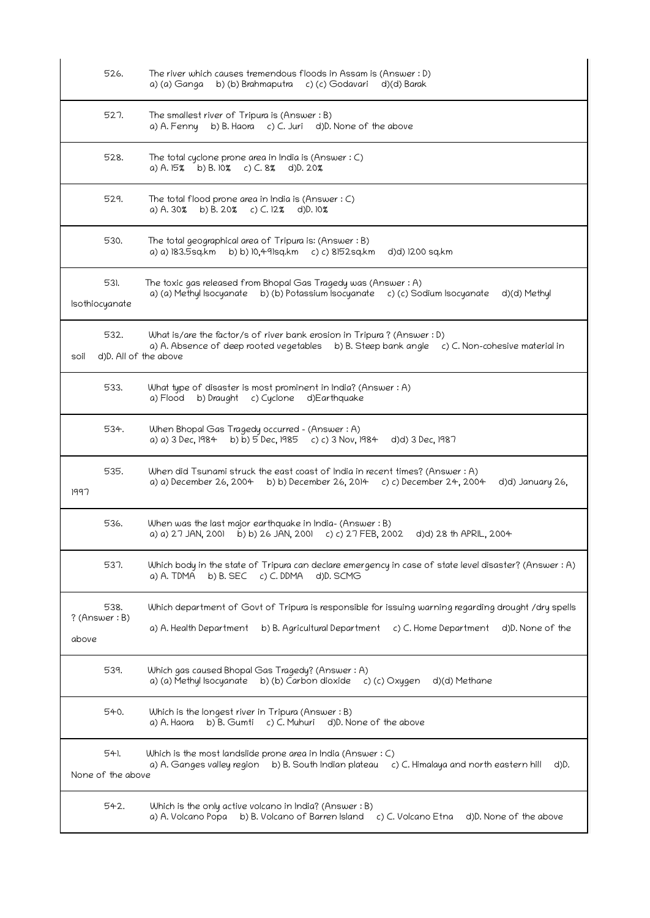526. The river which causes tremendous floods in Assam is (Answer : D)
a) (a) Ganga b) (b) Brahmaputra c) (c) Godavari d)(d) Barak

527. The smallest river of Tripura is (Answer : B)
a) A. Fenny b) B. Haora c) C. Juri d)D. None of the above

528. The total cyclone prone area in India is (Answer : C)
a) A. 15% b) B. 10% c) C. 8% d)D. 20%

529. The total flood prone area in India is (Answer : C)
a) A. 30% b) B. 20% c) C. 12% d)D. 10%

530. The total geographical area of Tripura is: (Answer : B)
a) a) 183.5sq.km b) b) 10,491sq.km c) c) 8152sq.km d)d) 1200 sq.km

531. The toxic gas released from Bhopal Gas Tragedy was (Answer : A)
a) (a) Methyl Isocyanate b) (b) Potassium Isocyanate c) (c) Sodium Isocyanate d)(d) Methyl Isothiocyanate

532. What is/are the factor/s of river bank erosion in Tripura ? (Answer : D)
a) A. Absence of deep rooted vegetables b) B. Steep bank angle c) C. Non-cohesive material in soil d)D. All of the above

533. What type of disaster is most prominent in India? (Answer : A)
a) Flood b) Draught c) Cyclone d)Earthquake

534. When Bhopal Gas Tragedy occurred - (Answer : A)
a) a) 3 Dec, 1984 b) b) 5 Dec, 1985 c) c) 3 Nov, 1984 d)d) 3 Dec, 1987

535. When did Tsunami struck the east coast of India in recent times? (Answer : A)
a) a) December 26, 2004 b) b) December 26, 2014 c) c) December 24, 2004 d)d) January 26, 1997

536. When was the last major earthquake in India- (Answer : B)
a) a) 27 JAN, 2001 b) b) 26 JAN, 2001 c) c) 27 FEB, 2002 d)d) 28 th APRIL, 2004

537. Which body in the state of Tripura can declare emergency in case of state level disaster? (Answer : A)
a) A. TDMA b) B. SEC c) C. DDMA d)D. SCMG

538. Which department of Govt of Tripura is responsible for issuing warning regarding drought /dry spells ? (Answer : B)
a) A. Health Department b) B. Agricultural Department c) C. Home Department d)D. None of the above

539. Which gas caused Bhopal Gas Tragedy? (Answer : A)
a) (a) Methyl Isocyanate b) (b) Carbon dioxide c) (c) Oxygen d)(d) Methane

540. Which is the longest river in Tripura (Answer : B)
a) A. Haora b) B. Gumti c) C. Muhuri d)D. None of the above

541. Which is the most landslide prone area in India (Answer : C)
a) A. Ganges valley region b) B. South Indian plateau c) C. Himalaya and north eastern hill d)D. None of the above

542. Which is the only active volcano in India? (Answer : B)
a) A. Volcano Popa b) B. Volcano of Barren Island c) C. Volcano Etna d)D. None of the above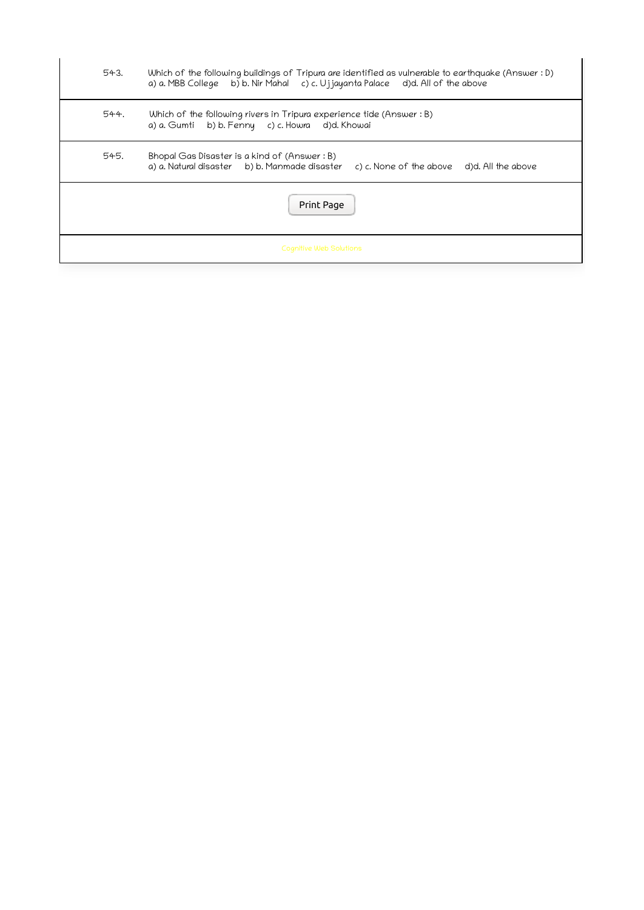543. Which of the following buildings of Tripura are identified as vulnerable to earthquake (Answer : D)
a) a. MBB College b) b. Nir Mahal c) c. Ujjayanta Palace d)d. All of the above

544. Which of the following rivers in Tripura experience tide (Answer : B)
a) a. Gumti b) b. Fenny c) c. Howra d)d. Khowai

545. Bhopal Gas Disaster is a kind of (Answer : B)
a) a. Natural disaster b) b. Manmade disaster c) c. None of the above d)d. All the above

Print Page

Cognitive Web Solutions